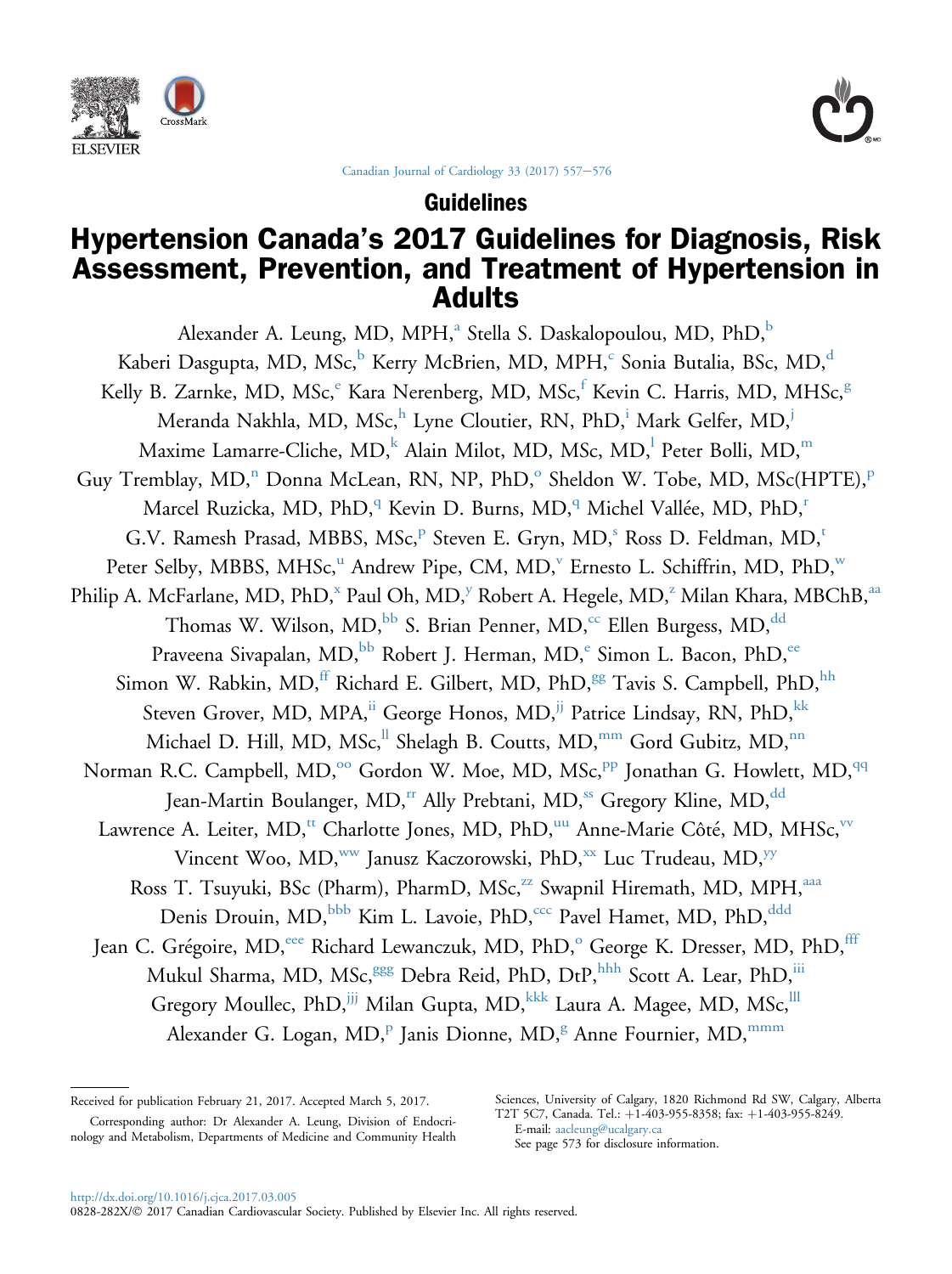Guidelines

# Hypertension Canada's 2017 Guidelines for Diagnosis, Risk Assessment, Prevention, and Treatment of Hypertension in Adults

Alexander A. Leung, MD, MPH,[a] Stella S. Daskalopoulou, MD, PhD,[b] Kaberi Dasgupta, MD, MSc,[b] Kerry McBrien, MD, MPH,[c] Sonia Butalia, BSc, MD,[d] Kelly B. Zarnke, MD, MSc,[e] Kara Nerenberg, MD, MSc,[f] Kevin C. Harris, MD, MHSc,[g] Meranda Nakhla, MD, MSc,[h] Lyne Cloutier, RN, PhD,[i] Mark Gelfer, MD,[j] Maxime Lamarre-Cliche, MD,[k] Alain Milot, MD, MSc, MD,[l] Peter Bolli, MD,[m] Guy Tremblay, MD,[n] Donna McLean, RN, NP, PhD,[o] Sheldon W. Tobe, MD, MSc(HPTE),[p] Marcel Ruzicka, MD, PhD,[q] Kevin D. Burns, MD,[q] Michel Vallée, MD, PhD,[r] G.V. Ramesh Prasad, MBBS, MSc,[p] Steven E. Gryn, MD,[s] Ross D. Feldman, MD,[t] Peter Selby, MBBS, MHSc,[u] Andrew Pipe, CM, MD,[v] Ernesto L. Schiffrin, MD, PhD,[w] Philip A. McFarlane, MD, PhD,[x] Paul Oh, MD,[y] Robert A. Hegele, MD,[z] Milan Khara, MBChB,[aa] Thomas W. Wilson, MD,[bb] S. Brian Penner, MD,[cc] Ellen Burgess, MD,[dd] Praveena Sivapalan, MD,[bb] Robert J. Herman, MD,[e] Simon L. Bacon, PhD,[ee] Simon W. Rabkin, MD,[ff] Richard E. Gilbert, MD, PhD,[gg] Tavis S. Campbell, PhD,[hh] Steven Grover, MD, MPA,[ii] George Honos, MD,[jj] Patrice Lindsay, RN, PhD,[kk] Michael D. Hill, MD, MSc,[ll] Shelagh B. Coutts, MD,[mm] Gord Gubitz, MD,[nn] Norman R.C. Campbell, MD,[oo] Gordon W. Moe, MD, MSc,[pp] Jonathan G. Howlett, MD,[qq] Jean-Martin Boulanger, MD,[rr] Ally Prebtani, MD,[ss] Gregory Kline, MD,[dd] Lawrence A. Leiter, MD,[tt] Charlotte Jones, MD, PhD,[uu] Anne-Marie Côté, MD, MHSc,[vv] Vincent Woo, MD,[ww] Janusz Kaczorowski, PhD,[xx] Luc Trudeau, MD,[yy] Ross T. Tsuyuki, BSc (Pharm), PharmD, MSc,[zz] Swapnil Hiremath, MD, MPH,[aaa] Denis Drouin, MD,[bbb] Kim L. Lavoie, PhD,[ccc] Pavel Hamet, MD, PhD,[ddd] Jean C. Grégoire, MD,[eee] Richard Lewanczuk, MD, PhD,[o] George K. Dresser, MD, PhD,[fff] Mukul Sharma, MD, MSc,[ggg] Debra Reid, PhD, DtP,[hhh] Scott A. Lear, PhD,[iii] Gregory Moullec, PhD,[jjj] Milan Gupta, MD,[kkk] Laura A. Magee, MD, MSc,[lll] Alexander G. Logan, MD,[p] Janis Dionne, MD,[g] Anne Fournier, MD,[mmm]

Received for publication February 21, 2017. Accepted March 5, 2017.

Corresponding author: Dr Alexander A. Leung, Division of Endocrinology and Metabolism, Departments of Medicine and Community Health Sciences, University of Calgary, 1820 Richmond Rd SW, Calgary, Alberta T2T 5C7, Canada. Tel.: +1-403-955-8358; fax: +1-403-955-8249.
E-mail: aacleung@ucalgary.ca

See page 573 for disclosure information.

http://dx.doi.org/10.1016/j.cjca.2017.03.005
0828-282X/© 2017 Canadian Cardiovascular Society. Published by Elsevier Inc. All rights reserved.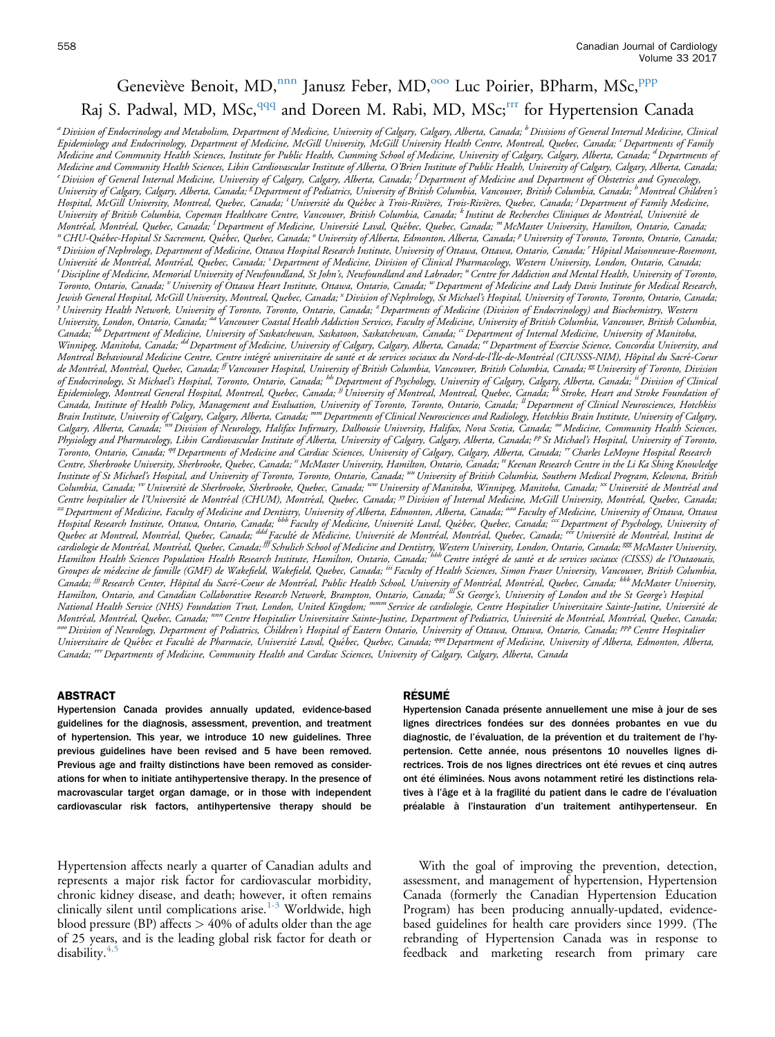Geneviève Benoit, MD,[nnn] Janusz Feber, MD,[ooo] Luc Poirier, BPharm, MSc,[ppp] Raj S. Padwal, MD, MSc,[qqq] and Doreen M. Rabi, MD, MSc;[rrr] for Hypertension Canada

[a] Division of Endocrinology and Metabolism, Department of Medicine, University of Calgary, Calgary, Alberta, Canada; [b] Divisions of General Internal Medicine, Clinical Epidemiology and Endocrinology, Department of Medicine, McGill University, McGill University Health Centre, Montreal, Quebec, Canada; [c] Departments of Family Medicine and Community Health Sciences, Institute for Public Health, Cumming School of Medicine, University of Calgary, Calgary, Alberta, Canada; [d] Departments of Medicine and Community Health Sciences, Libin Cardiovascular Institute of Alberta, O'Brien Institute of Public Health, University of Calgary, Calgary, Alberta, Canada; [e] Division of General Internal Medicine, University of Calgary, Calgary, Alberta, Canada; [f] Department of Medicine and Department of Obstetrics and Gynecology, University of Calgary, Calgary, Alberta, Canada; [g] Department of Pediatrics, University of British Columbia, Vancouver, British Columbia, Canada; [h] Montreal Children's Hospital, McGill University, Montreal, Quebec, Canada; [i] Université du Québec à Trois-Rivières, Trois-Rivières, Quebec, Canada; [j] Department of Family Medicine, University of British Columbia, Copeman Healthcare Centre, Vancouver, British Columbia, Canada; [k] Institut de Recherches Cliniques de Montréal, Université de Montréal, Montréal, Quebec, Canada; [l] Department of Medicine, Université Laval, Québec, Quebec, Canada; [m] McMaster University, Hamilton, Ontario, Canada; [n] CHU-Québec-Hopital St Sacrement, Québec, Quebec, Canada; [o] University of Alberta, Edmonton, Alberta, Canada; [p] University of Toronto, Toronto, Ontario, Canada; [q] Division of Nephrology, Department of Medicine, Ottawa Hospital Research Institute, University of Ottawa, Ottawa, Ontario, Canada; [r] Hôpital Maisonneuve-Rosemont, Université de Montréal, Montréal, Quebec, Canada; [s] Department of Medicine, Division of Clinical Pharmacology, Western University, London, Ontario, Canada; [t] Discipline of Medicine, Memorial University of Newfoundland, St John's, Newfoundland and Labrador; [u] Centre for Addiction and Mental Health, University of Toronto, Toronto, Ontario, Canada; [v] University of Ottawa Heart Institute, Ottawa, Ontario, Canada; [w] Department of Medicine and Lady Davis Institute for Medical Research, Jewish General Hospital, McGill University, Montreal, Quebec, Canada; [x] Division of Nephrology, St Michael's Hospital, University of Toronto, Toronto, Ontario, Canada; [y] University Health Network, University of Toronto, Toronto, Ontario, Canada; [z] Departments of Medicine (Division of Endocrinology) and Biochemistry, Western University, London, Ontario, Canada; [aa] Vancouver Coastal Health Addiction Services, Faculty of Medicine, University of British Columbia, Vancouver, British Columbia, Canada; [bb] Department of Medicine, University of Saskatchewan, Saskatoon, Saskatchewan, Canada; [cc] Department of Internal Medicine, University of Manitoba, Winnipeg, Manitoba, Canada; [dd] Department of Medicine, University of Calgary, Calgary, Alberta, Canada; [ee] Department of Exercise Science, Concordia University, and Montreal Behavioural Medicine Centre, Centre intégré universitaire de santé et de services sociaux du Nord-de-l'Île-de-Montréal (CIUSSS-NIM), Hôpital du Sacré-Coeur de Montréal, Montréal, Quebec, Canada; [ff] Vancouver Hospital, University of British Columbia, Vancouver, British Columbia, Canada; [gg] University of Toronto, Division of Endocrinology, St Michael's Hospital, Toronto, Ontario, Canada; [hh] Department of Psychology, University of Calgary, Calgary, Alberta, Canada; [ii] Division of Clinical Epidemiology, Montreal General Hospital, Montreal, Quebec, Canada; [jj] University of Montreal, Montreal, Quebec, Canada; [kk] Stroke, Heart and Stroke Foundation of Canada, Institute of Health Policy, Management and Evaluation, University of Toronto, Toronto, Ontario, Canada; [ll] Department of Clinical Neurosciences, Hotchkiss Brain Institute, University of Calgary, Calgary, Alberta, Canada; [mm] Departments of Clinical Neurosciences and Radiology, Hotchkiss Brain Institute, University of Calgary, Calgary, Alberta, Canada; [nn] Division of Neurology, Halifax Infirmary, Dalhousie University, Halifax, Nova Scotia, Canada; [oo] Medicine, Community Health Sciences, Physiology and Pharmacology, Libin Cardiovascular Institute of Alberta, University of Calgary, Calgary, Alberta, Canada; [pp] St Michael's Hospital, University of Toronto, Toronto, Ontario, Canada; [qq] Departments of Medicine and Cardiac Sciences, University of Calgary, Calgary, Alberta, Canada; [rr] Charles LeMoyne Hospital Research Centre, Sherbrooke University, Sherbrooke, Quebec, Canada; [ss] McMaster University, Hamilton, Ontario, Canada; [tt] Keenan Research Centre in the Li Ka Shing Knowledge Institute of St Michael's Hospital, and University of Toronto, Toronto, Ontario, Canada; [uu] University of British Columbia, Southern Medical Program, Kelowna, British Columbia, Canada; [vv] Université de Sherbrooke, Sherbrooke, Quebec, Canada; [ww] University of Manitoba, Winnipeg, Manitoba, Canada; [xx] Université de Montréal and Centre hospitalier de l'Université de Montréal (CHUM), Montréal, Quebec, Canada; [yy] Division of Internal Medicine, McGill University, Montréal, Quebec, Canada; [zz] Department of Medicine, Faculty of Medicine and Dentistry, University of Alberta, Edmonton, Alberta, Canada; [aaa] Faculty of Medicine, University of Ottawa, Ottawa Hospital Research Institute, Ottawa, Ontario, Canada; [bbb] Faculty of Medicine, Université Laval, Québec, Quebec, Canada; [ccc] Department of Psychology, University of Quebec at Montreal, Montréal, Quebec, Canada; [ddd] Faculté de Médecine, Université de Montréal, Montréal, Quebec, Canada; [eee] Université de Montréal, Institut de cardiologie de Montréal, Montréal, Quebec, Canada; [fff] Schulich School of Medicine and Dentistry, Western University, London, Ontario, Canada; [ggg] McMaster University, Hamilton Health Sciences Population Health Research Institute, Hamilton, Ontario, Canada; [hhh] Centre intégré de santé et de services sociaux (CISSS) de l'Outaouais, Groupes de médecine de famille (GMF) de Wakefield, Wakefield, Quebec, Canada; [iii] Faculty of Health Sciences, Simon Fraser University, Vancouver, British Columbia, Canada; [jjj] Research Center, Hôpital du Sacré-Coeur de Montréal, Public Health School, University of Montréal, Montréal, Quebec, Canada; [kkk] McMaster University, Hamilton, Ontario, and Canadian Collaborative Research Network, Brampton, Ontario, Canada; [lll] St George's, University of London and the St George's Hospital National Health Service (NHS) Foundation Trust, London, United Kingdom; [mmm] Service de cardiologie, Centre Hospitalier Universitaire Sainte-Justine, Université de Montréal, Montréal, Quebec, Canada; [nnn] Centre Hospitalier Universitaire Sainte-Justine, Department of Pediatrics, Université de Montréal, Montréal, Quebec, Canada; [ooo] Division of Neurology, Department of Pediatrics, Children's Hospital of Eastern Ontario, University of Ottawa, Ottawa, Ontario, Canada; [ppp] Centre Hospitalier Universitaire de Québec et Faculté de Pharmacie, Université Laval, Québec, Quebec, Canada; [qqq] Department of Medicine, University of Alberta, Edmonton, Alberta, Canada; [rrr] Departments of Medicine, Community Health and Cardiac Sciences, University of Calgary, Calgary, Alberta, Canada

## ABSTRACT

**Hypertension Canada provides annually updated, evidence-based guidelines for the diagnosis, assessment, prevention, and treatment of hypertension. This year, we introduce 10 new guidelines. Three previous guidelines have been revised and 5 have been removed. Previous age and frailty distinctions have been removed as considerations for when to initiate antihypertensive therapy. In the presence of macrovascular target organ damage, or in those with independent cardiovascular risk factors, antihypertensive therapy should be**

## RÉSUMÉ

**Hypertension Canada présente annuellement une mise à jour de ses lignes directrices fondées sur des données probantes en vue du diagnostic, de l'évaluation, de la prévention et du traitement de l'hypertension. Cette année, nous présentons 10 nouvelles lignes directrices. Trois de nos lignes directrices ont été revues et cinq autres ont été éliminées. Nous avons notamment retiré les distinctions relatives à l'âge et à la fragilité du patient dans le cadre de l'évaluation préalable à l'instauration d'un traitement antihypertenseur. En**

Hypertension affects nearly a quarter of Canadian adults and represents a major risk factor for cardiovascular morbidity, chronic kidney disease, and death; however, it often remains clinically silent until complications arise.[1-3] Worldwide, high blood pressure (BP) affects > 40% of adults older than the age of 25 years, and is the leading global risk factor for death or disability.[4,5]

With the goal of improving the prevention, detection, assessment, and management of hypertension, Hypertension Canada (formerly the Canadian Hypertension Education Program) has been producing annually-updated, evidence-based guidelines for health care providers since 1999. (The rebranding of Hypertension Canada was in response to feedback and marketing research from primary care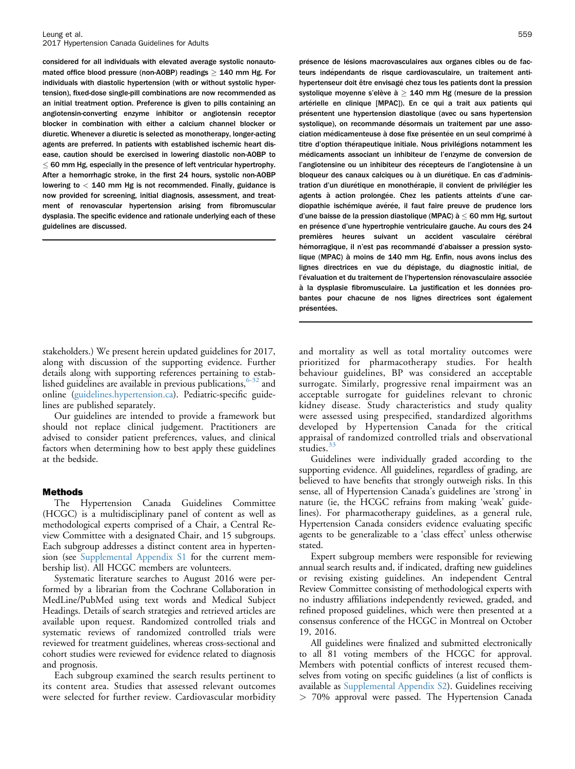**considered for all individuals with elevated average systolic nonautomated office blood pressure (non-AOBP) readings ≥ 140 mm Hg. For individuals with diastolic hypertension (with or without systolic hypertension), fixed-dose single-pill combinations are now recommended as an initial treatment option. Preference is given to pills containing an angiotensin-converting enzyme inhibitor or angiotensin receptor blocker in combination with either a calcium channel blocker or diuretic. Whenever a diuretic is selected as monotherapy, longer-acting agents are preferred. In patients with established ischemic heart disease, caution should be exercised in lowering diastolic non-AOBP to ≤ 60 mm Hg, especially in the presence of left ventricular hypertrophy. After a hemorrhagic stroke, in the first 24 hours, systolic non-AOBP lowering to < 140 mm Hg is not recommended. Finally, guidance is now provided for screening, initial diagnosis, assessment, and treatment of renovascular hypertension arising from fibromuscular dysplasia. The specific evidence and rationale underlying each of these guidelines are discussed.**

**présence de lésions macrovasculaires aux organes cibles ou de facteurs indépendants de risque cardiovasculaire, un traitement antihypertenseur doit être envisagé chez tous les patients dont la pression systolique moyenne s'élève à ≥ 140 mm Hg (mesure de la pression artérielle en clinique [MPAC]). En ce qui a trait aux patients qui présentent une hypertension diastolique (avec ou sans hypertension systolique), on recommande désormais un traitement par une association médicamenteuse à dose fixe présentée en un seul comprimé à titre d'option thérapeutique initiale. Nous privilégions notamment les médicaments associant un inhibiteur de l'enzyme de conversion de l'angiotensine ou un inhibiteur des récepteurs de l'angiotensine à un bloqueur des canaux calciques ou à un diurétique. En cas d'administration d'un diurétique en monothérapie, il convient de privilégier les agents à action prolongée. Chez les patients atteints d'une cardiopathie ischémique avérée, il faut faire preuve de prudence lors d'une baisse de la pression diastolique (MPAC) à ≤ 60 mm Hg, surtout en présence d'une hypertrophie ventriculaire gauche. Au cours des 24 premières heures suivant un accident vasculaire cérébral hémorragique, il n'est pas recommandé d'abaisser a pression systolique (MPAC) à moins de 140 mm Hg. Enfin, nous avons inclus des lignes directrices en vue du dépistage, du diagnostic initial, de l'évaluation et du traitement de l'hypertension rénovasculaire associée à la dysplasie fibromusculaire. La justification et les données probantes pour chacune de nos lignes directrices sont également présentées.**

stakeholders.) We present herein updated guidelines for 2017, along with discussion of the supporting evidence. Further details along with supporting references pertaining to established guidelines are available in previous publications,[6-32] and online (guidelines.hypertension.ca). Pediatric-specific guidelines are published separately.

Our guidelines are intended to provide a framework but should not replace clinical judgement. Practitioners are advised to consider patient preferences, values, and clinical factors when determining how to best apply these guidelines at the bedside.

## Methods

The Hypertension Canada Guidelines Committee (HCGC) is a multidisciplinary panel of content as well as methodological experts comprised of a Chair, a Central Review Committee with a designated Chair, and 15 subgroups. Each subgroup addresses a distinct content area in hypertension (see Supplemental Appendix S1 for the current membership list). All HCGC members are volunteers.

Systematic literature searches to August 2016 were performed by a librarian from the Cochrane Collaboration in MedLine/PubMed using text words and Medical Subject Headings. Details of search strategies and retrieved articles are available upon request. Randomized controlled trials and systematic reviews of randomized controlled trials were reviewed for treatment guidelines, whereas cross-sectional and cohort studies were reviewed for evidence related to diagnosis and prognosis.

Each subgroup examined the search results pertinent to its content area. Studies that assessed relevant outcomes were selected for further review. Cardiovascular morbidity and mortality as well as total mortality outcomes were prioritized for pharmacotherapy studies. For health behaviour guidelines, BP was considered an acceptable surrogate. Similarly, progressive renal impairment was an acceptable surrogate for guidelines relevant to chronic kidney disease. Study characteristics and study quality were assessed using prespecified, standardized algorithms developed by Hypertension Canada for the critical appraisal of randomized controlled trials and observational studies.[33]

Guidelines were individually graded according to the supporting evidence. All guidelines, regardless of grading, are believed to have benefits that strongly outweigh risks. In this sense, all of Hypertension Canada's guidelines are 'strong' in nature (ie, the HCGC refrains from making 'weak' guidelines). For pharmacotherapy guidelines, as a general rule, Hypertension Canada considers evidence evaluating specific agents to be generalizable to a 'class effect' unless otherwise stated.

Expert subgroup members were responsible for reviewing annual search results and, if indicated, drafting new guidelines or revising existing guidelines. An independent Central Review Committee consisting of methodological experts with no industry affiliations independently reviewed, graded, and refined proposed guidelines, which were then presented at a consensus conference of the HCGC in Montreal on October 19, 2016.

All guidelines were finalized and submitted electronically to all 81 voting members of the HCGC for approval. Members with potential conflicts of interest recused themselves from voting on specific guidelines (a list of conflicts is available as Supplemental Appendix S2). Guidelines receiving > 70% approval were passed. The Hypertension Canada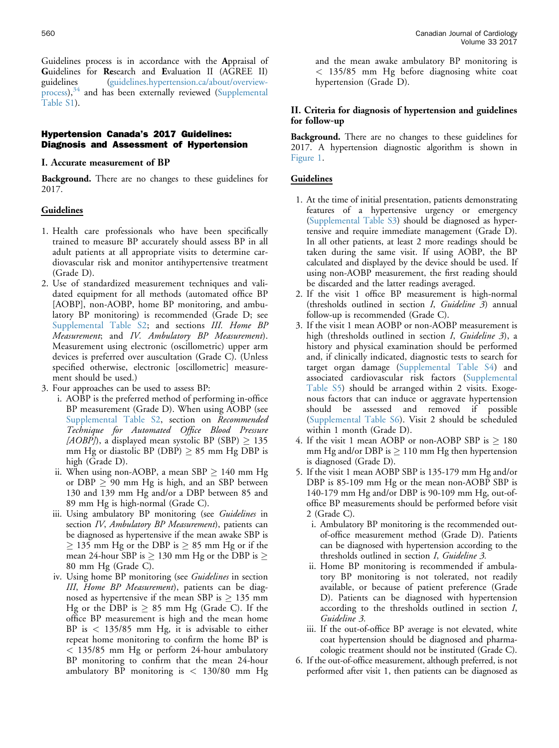Guidelines process is in accordance with the **A**ppraisal of **G**uidelines for **Re**search and **E**valuation II (AGREE II) guidelines (guidelines.hypertension.ca/about/overview-process),[34] and has been externally reviewed (Supplemental Table S1).

## Hypertension Canada's 2017 Guidelines: Diagnosis and Assessment of Hypertension

### I. Accurate measurement of BP

**Background.** There are no changes to these guidelines for 2017.

#### Guidelines

1. Health care professionals who have been specifically trained to measure BP accurately should assess BP in all adult patients at all appropriate visits to determine cardiovascular risk and monitor antihypertensive treatment (Grade D).
2. Use of standardized measurement techniques and validated equipment for all methods (automated office BP [AOBP], non-AOBP, home BP monitoring, and ambulatory BP monitoring) is recommended (Grade D; see Supplemental Table S2; and sections *III. Home BP Measurement*; and *IV. Ambulatory BP Measurement*). Measurement using electronic (oscillometric) upper arm devices is preferred over auscultation (Grade C). (Unless specified otherwise, electronic [oscillometric] measurement should be used.)
3. Four approaches can be used to assess BP:
   i. AOBP is the preferred method of performing in-office BP measurement (Grade D). When using AOBP (see Supplemental Table S2, section on *Recommended Technique for Automated Office Blood Pressure [AOBP]*), a displayed mean systolic BP (SBP) ≥ 135 mm Hg or diastolic BP (DBP) ≥ 85 mm Hg DBP is high (Grade D).
   ii. When using non-AOBP, a mean SBP ≥ 140 mm Hg or DBP ≥ 90 mm Hg is high, and an SBP between 130 and 139 mm Hg and/or a DBP between 85 and 89 mm Hg is high-normal (Grade C).
   iii. Using ambulatory BP monitoring (see *Guidelines* in section *IV*, *Ambulatory BP Measurement*), patients can be diagnosed as hypertensive if the mean awake SBP is ≥ 135 mm Hg or the DBP is ≥ 85 mm Hg or if the mean 24-hour SBP is ≥ 130 mm Hg or the DBP is ≥ 80 mm Hg (Grade C).
   iv. Using home BP monitoring (see *Guidelines* in section *III*, *Home BP Measurement*), patients can be diagnosed as hypertensive if the mean SBP is ≥ 135 mm Hg or the DBP is ≥ 85 mm Hg (Grade C). If the office BP measurement is high and the mean home BP is < 135/85 mm Hg, it is advisable to either repeat home monitoring to confirm the home BP is < 135/85 mm Hg or perform 24-hour ambulatory BP monitoring to confirm that the mean 24-hour ambulatory BP monitoring is < 130/80 mm Hg and the mean awake ambulatory BP monitoring is < 135/85 mm Hg before diagnosing white coat hypertension (Grade D).

### II. Criteria for diagnosis of hypertension and guidelines for follow-up

**Background.** There are no changes to these guidelines for 2017. A hypertension diagnostic algorithm is shown in Figure 1.

#### Guidelines

1. At the time of initial presentation, patients demonstrating features of a hypertensive urgency or emergency (Supplemental Table S3) should be diagnosed as hypertensive and require immediate management (Grade D). In all other patients, at least 2 more readings should be taken during the same visit. If using AOBP, the BP calculated and displayed by the device should be used. If using non-AOBP measurement, the first reading should be discarded and the latter readings averaged.
2. If the visit 1 office BP measurement is high-normal (thresholds outlined in section *I*, *Guideline 3*) annual follow-up is recommended (Grade C).
3. If the visit 1 mean AOBP or non-AOBP measurement is high (thresholds outlined in section *I*, *Guideline 3*), a history and physical examination should be performed and, if clinically indicated, diagnostic tests to search for target organ damage (Supplemental Table S4) and associated cardiovascular risk factors (Supplemental Table S5) should be arranged within 2 visits. Exogenous factors that can induce or aggravate hypertension should be assessed and removed if possible (Supplemental Table S6). Visit 2 should be scheduled within 1 month (Grade D).
4. If the visit 1 mean AOBP or non-AOBP SBP is ≥ 180 mm Hg and/or DBP is ≥ 110 mm Hg then hypertension is diagnosed (Grade D).
5. If the visit 1 mean AOBP SBP is 135-179 mm Hg and/or DBP is 85-109 mm Hg or the mean non-AOBP SBP is 140-179 mm Hg and/or DBP is 90-109 mm Hg, out-of-office BP measurements should be performed before visit 2 (Grade C).
   i. Ambulatory BP monitoring is the recommended out-of-office measurement method (Grade D). Patients can be diagnosed with hypertension according to the thresholds outlined in section *I*, *Guideline 3*.
   ii. Home BP monitoring is recommended if ambulatory BP monitoring is not tolerated, not readily available, or because of patient preference (Grade D). Patients can be diagnosed with hypertension according to the thresholds outlined in section *I*, *Guideline 3*.
   iii. If the out-of-office BP average is not elevated, white coat hypertension should be diagnosed and pharmacologic treatment should not be instituted (Grade C).
6. If the out-of-office measurement, although preferred, is not performed after visit 1, then patients can be diagnosed as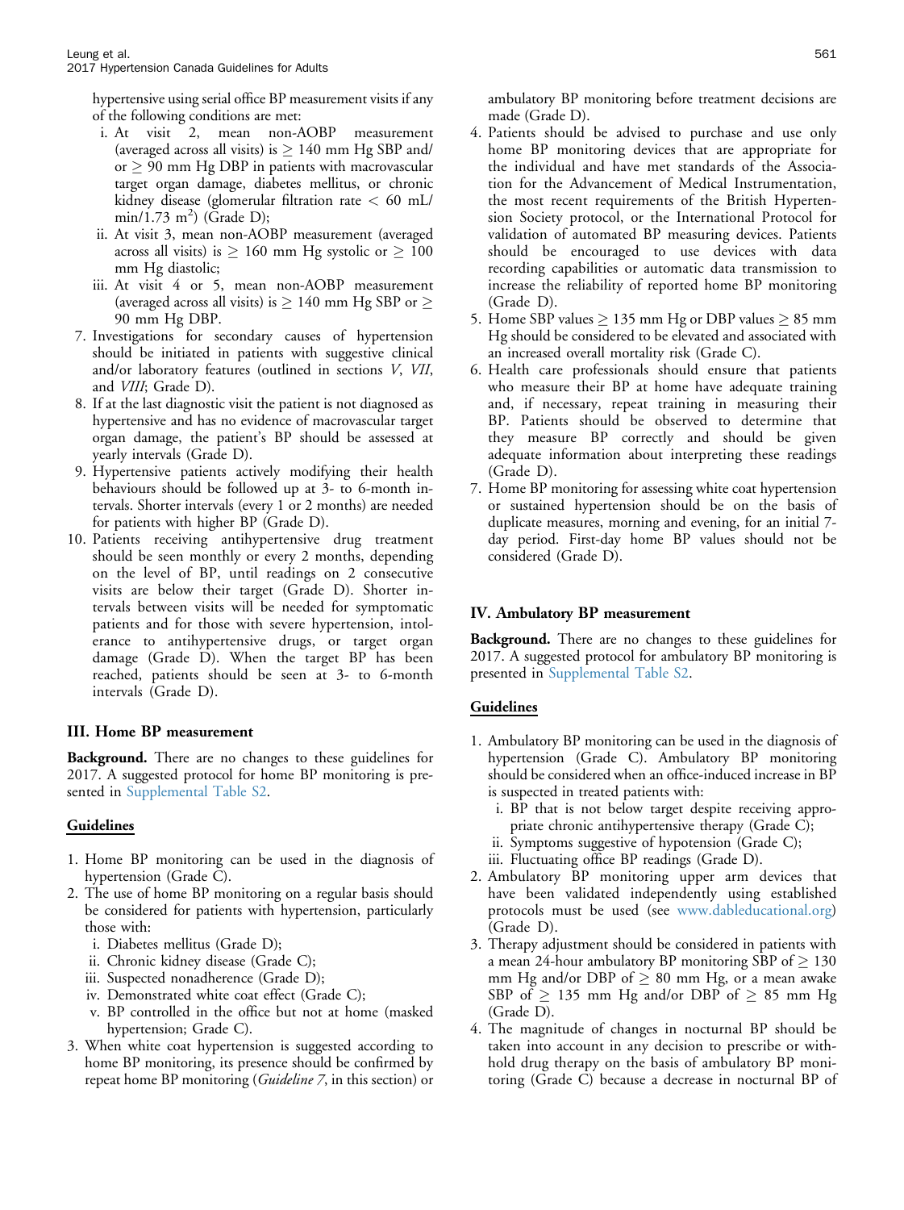hypertensive using serial office BP measurement visits if any of the following conditions are met:

i. At visit 2, mean non-AOBP measurement (averaged across all visits) is $\geq$ 140 mm Hg SBP and/or $\geq$ 90 mm Hg DBP in patients with macrovascular target organ damage, diabetes mellitus, or chronic kidney disease (glomerular filtration rate < 60 mL/min/1.73 $m^2$) (Grade D);
ii. At visit 3, mean non-AOBP measurement (averaged across all visits) is $\geq$ 160 mm Hg systolic or $\geq$ 100 mm Hg diastolic;
iii. At visit 4 or 5, mean non-AOBP measurement (averaged across all visits) is $\geq$ 140 mm Hg SBP or $\geq$ 90 mm Hg DBP.

7. Investigations for secondary causes of hypertension should be initiated in patients with suggestive clinical and/or laboratory features (outlined in sections *V*, *VII*, and *VIII*; Grade D).
8. If at the last diagnostic visit the patient is not diagnosed as hypertensive and has no evidence of macrovascular target organ damage, the patient's BP should be assessed at yearly intervals (Grade D).
9. Hypertensive patients actively modifying their health behaviours should be followed up at 3- to 6-month intervals. Shorter intervals (every 1 or 2 months) are needed for patients with higher BP (Grade D).
10. Patients receiving antihypertensive drug treatment should be seen monthly or every 2 months, depending on the level of BP, until readings on 2 consecutive visits are below their target (Grade D). Shorter intervals between visits will be needed for symptomatic patients and for those with severe hypertension, intolerance to antihypertensive drugs, or target organ damage (Grade D). When the target BP has been reached, patients should be seen at 3- to 6-month intervals (Grade D).

### III. Home BP measurement

**Background.** There are no changes to these guidelines for 2017. A suggested protocol for home BP monitoring is presented in Supplemental Table S2.

**Guidelines**

1. Home BP monitoring can be used in the diagnosis of hypertension (Grade C).
2. The use of home BP monitoring on a regular basis should be considered for patients with hypertension, particularly those with:
   i. Diabetes mellitus (Grade D);
   ii. Chronic kidney disease (Grade C);
   iii. Suspected nonadherence (Grade D);
   iv. Demonstrated white coat effect (Grade C);
   v. BP controlled in the office but not at home (masked hypertension; Grade C).
3. When white coat hypertension is suggested according to home BP monitoring, its presence should be confirmed by repeat home BP monitoring (*Guideline 7*, in this section) or ambulatory BP monitoring before treatment decisions are made (Grade D).
4. Patients should be advised to purchase and use only home BP monitoring devices that are appropriate for the individual and have met standards of the Association for the Advancement of Medical Instrumentation, the most recent requirements of the British Hypertension Society protocol, or the International Protocol for validation of automated BP measuring devices. Patients should be encouraged to use devices with data recording capabilities or automatic data transmission to increase the reliability of reported home BP monitoring (Grade D).
5. Home SBP values $\geq$ 135 mm Hg or DBP values $\geq$ 85 mm Hg should be considered to be elevated and associated with an increased overall mortality risk (Grade C).
6. Health care professionals should ensure that patients who measure their BP at home have adequate training and, if necessary, repeat training in measuring their BP. Patients should be observed to determine that they measure BP correctly and should be given adequate information about interpreting these readings (Grade D).
7. Home BP monitoring for assessing white coat hypertension or sustained hypertension should be on the basis of duplicate measures, morning and evening, for an initial 7-day period. First-day home BP values should not be considered (Grade D).

### IV. Ambulatory BP measurement

**Background.** There are no changes to these guidelines for 2017. A suggested protocol for ambulatory BP monitoring is presented in Supplemental Table S2.

**Guidelines**

1. Ambulatory BP monitoring can be used in the diagnosis of hypertension (Grade C). Ambulatory BP monitoring should be considered when an office-induced increase in BP is suspected in treated patients with:
   i. BP that is not below target despite receiving appropriate chronic antihypertensive therapy (Grade C);
   ii. Symptoms suggestive of hypotension (Grade C);
   iii. Fluctuating office BP readings (Grade D).
2. Ambulatory BP monitoring upper arm devices that have been validated independently using established protocols must be used (see www.dableducational.org) (Grade D).
3. Therapy adjustment should be considered in patients with a mean 24-hour ambulatory BP monitoring SBP of $\geq$ 130 mm Hg and/or DBP of $\geq$ 80 mm Hg, or a mean awake SBP of $\geq$ 135 mm Hg and/or DBP of $\geq$ 85 mm Hg (Grade D).
4. The magnitude of changes in nocturnal BP should be taken into account in any decision to prescribe or withhold drug therapy on the basis of ambulatory BP monitoring (Grade C) because a decrease in nocturnal BP of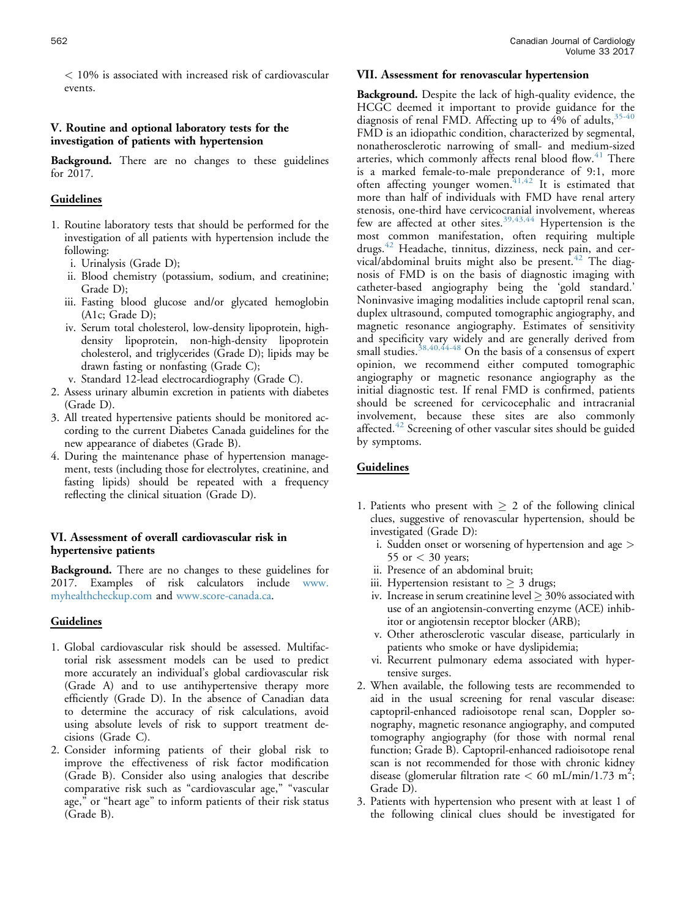< 10% is associated with increased risk of cardiovascular events.

### V. Routine and optional laboratory tests for the investigation of patients with hypertension

**Background.** There are no changes to these guidelines for 2017.

#### Guidelines

1. Routine laboratory tests that should be performed for the investigation of all patients with hypertension include the following:
   i. Urinalysis (Grade D);
   ii. Blood chemistry (potassium, sodium, and creatinine; Grade D);
   iii. Fasting blood glucose and/or glycated hemoglobin (A1c; Grade D);
   iv. Serum total cholesterol, low-density lipoprotein, high-density lipoprotein, non-high-density lipoprotein cholesterol, and triglycerides (Grade D); lipids may be drawn fasting or nonfasting (Grade C);
   v. Standard 12-lead electrocardiography (Grade C).
2. Assess urinary albumin excretion in patients with diabetes (Grade D).
3. All treated hypertensive patients should be monitored according to the current Diabetes Canada guidelines for the new appearance of diabetes (Grade B).
4. During the maintenance phase of hypertension management, tests (including those for electrolytes, creatinine, and fasting lipids) should be repeated with a frequency reflecting the clinical situation (Grade D).

### VI. Assessment of overall cardiovascular risk in hypertensive patients

**Background.** There are no changes to these guidelines for 2017. Examples of risk calculators include www.myhealthcheckup.com and www.score-canada.ca.

#### Guidelines

1. Global cardiovascular risk should be assessed. Multifactorial risk assessment models can be used to predict more accurately an individual's global cardiovascular risk (Grade A) and to use antihypertensive therapy more efficiently (Grade D). In the absence of Canadian data to determine the accuracy of risk calculations, avoid using absolute levels of risk to support treatment decisions (Grade C).
2. Consider informing patients of their global risk to improve the effectiveness of risk factor modification (Grade B). Consider also using analogies that describe comparative risk such as "cardiovascular age," "vascular age," or "heart age" to inform patients of their risk status (Grade B).

### VII. Assessment for renovascular hypertension

**Background.** Despite the lack of high-quality evidence, the HCGC deemed it important to provide guidance for the diagnosis of renal FMD. Affecting up to 4% of adults,[35-40] FMD is an idiopathic condition, characterized by segmental, nonatherosclerotic narrowing of small- and medium-sized arteries, which commonly affects renal blood flow.[41] There is a marked female-to-male preponderance of 9:1, more often affecting younger women.[41,42] It is estimated that more than half of individuals with FMD have renal artery stenosis, one-third have cervicocranial involvement, whereas few are affected at other sites.[39,43,44] Hypertension is the most common manifestation, often requiring multiple drugs.[42] Headache, tinnitus, dizziness, neck pain, and cervical/abdominal bruits might also be present.[42] The diagnosis of FMD is on the basis of diagnostic imaging with catheter-based angiography being the 'gold standard.' Noninvasive imaging modalities include captopril renal scan, duplex ultrasound, computed tomographic angiography, and magnetic resonance angiography. Estimates of sensitivity and specificity vary widely and are generally derived from small studies.[38,40,44-48] On the basis of a consensus of expert opinion, we recommend either computed tomographic angiography or magnetic resonance angiography as the initial diagnostic test. If renal FMD is confirmed, patients should be screened for cervicocephalic and intracranial involvement, because these sites are also commonly affected.[42] Screening of other vascular sites should be guided by symptoms.

#### Guidelines

1. Patients who present with ≥ 2 of the following clinical clues, suggestive of renovascular hypertension, should be investigated (Grade D):
   i. Sudden onset or worsening of hypertension and age > 55 or < 30 years;
   ii. Presence of an abdominal bruit;
   iii. Hypertension resistant to ≥ 3 drugs;
   iv. Increase in serum creatinine level ≥ 30% associated with use of an angiotensin-converting enzyme (ACE) inhibitor or angiotensin receptor blocker (ARB);
   v. Other atherosclerotic vascular disease, particularly in patients who smoke or have dyslipidemia;
   vi. Recurrent pulmonary edema associated with hypertensive surges.
2. When available, the following tests are recommended to aid in the usual screening for renal vascular disease: captopril-enhanced radioisotope renal scan, Doppler sonography, magnetic resonance angiography, and computed tomography angiography (for those with normal renal function; Grade B). Captopril-enhanced radioisotope renal scan is not recommended for those with chronic kidney disease (glomerular filtration rate < 60 mL/min/1.73 $m^2$; Grade D).
3. Patients with hypertension who present with at least 1 of the following clinical clues should be investigated for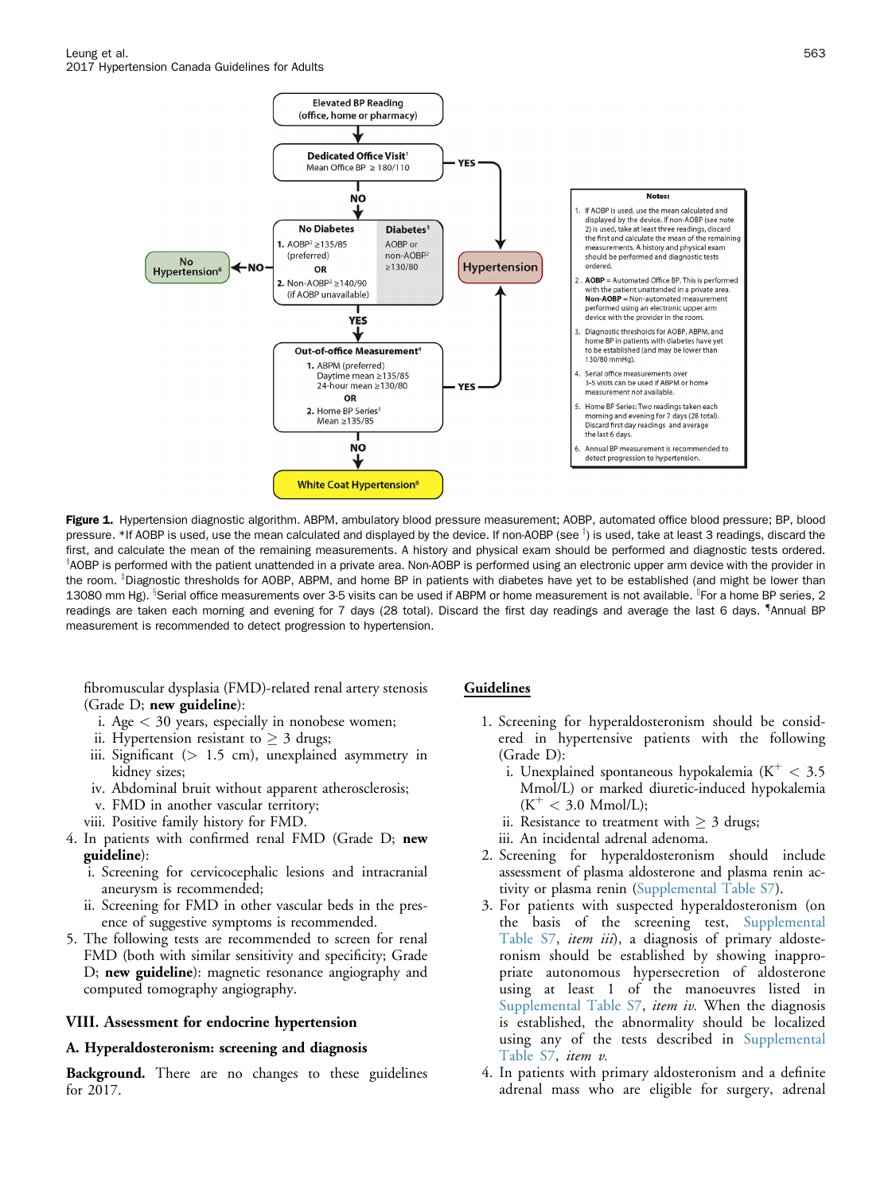Elevated BP Reading
(office, home or pharmacy)

Dedicated Office Visit[1]
Mean Office BP ≥ 180/110

YES → Hypertension

NO ↓

| No Diabetes | Diabetes[3] |
|---|---|
| 1. AOBP[2] ≥135/85 (preferred) OR 2. Non-AOBP[2] ≥140/90 (if AOBP unavailable) | AOBP or non-AOBP[2] ≥130/80 |

NO → No Hypertension[6]

YES ↓

Out-of-office Measurement[4]
1. ABPM (preferred)
Daytime mean ≥135/85
24-hour mean ≥130/80
OR
2. Home BP Series[5]
Mean ≥135/85

YES → Hypertension

NO ↓

White Coat Hypertension[6]

Notes:

1. If AOBP is used, use the mean calculated and displayed by the device. If non-AOBP (see note 2) is used, take at least three readings, discard the first and calculate the mean of the remaining measurements. A history and physical exam should be performed and diagnostic tests ordered.
2. **AOBP** = Automated Office BP. This is performed with the patient unattended in a private area. **Non-AOBP** = Non-automated measurement performed using an electronic upper arm device with the provider in the room.
3. Diagnostic thresholds for AOBP, ABPM, and home BP in patients with diabetes have yet to be established (and may be lower than 130/80 mmHg).
4. Serial office measurements over 3-5 visits can be used if ABPM or home measurement not available.
5. Home BP Series: Two readings taken each morning and evening for 7 days (28 total). Discard first day readings and average the last 6 days.
6. Annual BP measurement is recommended to detect progression to hypertension.

**Figure 1.** Hypertension diagnostic algorithm. ABPM, ambulatory blood pressure measurement; AOBP, automated office blood pressure; BP, blood pressure. *If AOBP is used, use the mean calculated and displayed by the device. If non-AOBP (see †) is used, take at least 3 readings, discard the first, and calculate the mean of the remaining measurements. A history and physical exam should be performed and diagnostic tests ordered. †AOBP is performed with the patient unattended in a private area. Non-AOBP is performed using an electronic upper arm device with the provider in the room. ‡Diagnostic thresholds for AOBP, ABPM, and home BP in patients with diabetes have yet to be established (and might be lower than 13080 mm Hg). §Serial office measurements over 3-5 visits can be used if ABPM or home measurement is not available. ‖For a home BP series, 2 readings are taken each morning and evening for 7 days (28 total). Discard the first day readings and average the last 6 days. ¶Annual BP measurement is recommended to detect progression to hypertension.

fibromuscular dysplasia (FMD)-related renal artery stenosis (Grade D; **new guideline**):

i. Age < 30 years, especially in nonobese women;
ii. Hypertension resistant to ≥ 3 drugs;
iii. Significant (> 1.5 cm), unexplained asymmetry in kidney sizes;
iv. Abdominal bruit without apparent atherosclerosis;
v. FMD in another vascular territory;
viii. Positive family history for FMD.

4. In patients with confirmed renal FMD (Grade D; **new guideline**):
   i. Screening for cervicocephalic lesions and intracranial aneurysm is recommended;
   ii. Screening for FMD in other vascular beds in the presence of suggestive symptoms is recommended.
5. The following tests are recommended to screen for renal FMD (both with similar sensitivity and specificity; Grade D; **new guideline**): magnetic resonance angiography and computed tomography angiography.

## VIII. Assessment for endocrine hypertension

### A. Hyperaldosteronism: screening and diagnosis

**Background.** There are no changes to these guidelines for 2017.

**Guidelines**

1. Screening for hyperaldosteronism should be considered in hypertensive patients with the following (Grade D):
   i. Unexplained spontaneous hypokalemia ($K^+ < 3.5$ Mmol/L) or marked diuretic-induced hypokalemia ($K^+ < 3.0$ Mmol/L);
   ii. Resistance to treatment with ≥ 3 drugs;
   iii. An incidental adrenal adenoma.
2. Screening for hyperaldosteronism should include assessment of plasma aldosterone and plasma renin activity or plasma renin (Supplemental Table S7).
3. For patients with suspected hyperaldosteronism (on the basis of the screening test, Supplemental Table S7, *item iii*), a diagnosis of primary aldosteronism should be established by showing inappropriate autonomous hypersecretion of aldosterone using at least 1 of the manoeuvres listed in Supplemental Table S7, *item iv.* When the diagnosis is established, the abnormality should be localized using any of the tests described in Supplemental Table S7, *item v.*
4. In patients with primary aldosteronism and a definite adrenal mass who are eligible for surgery, adrenal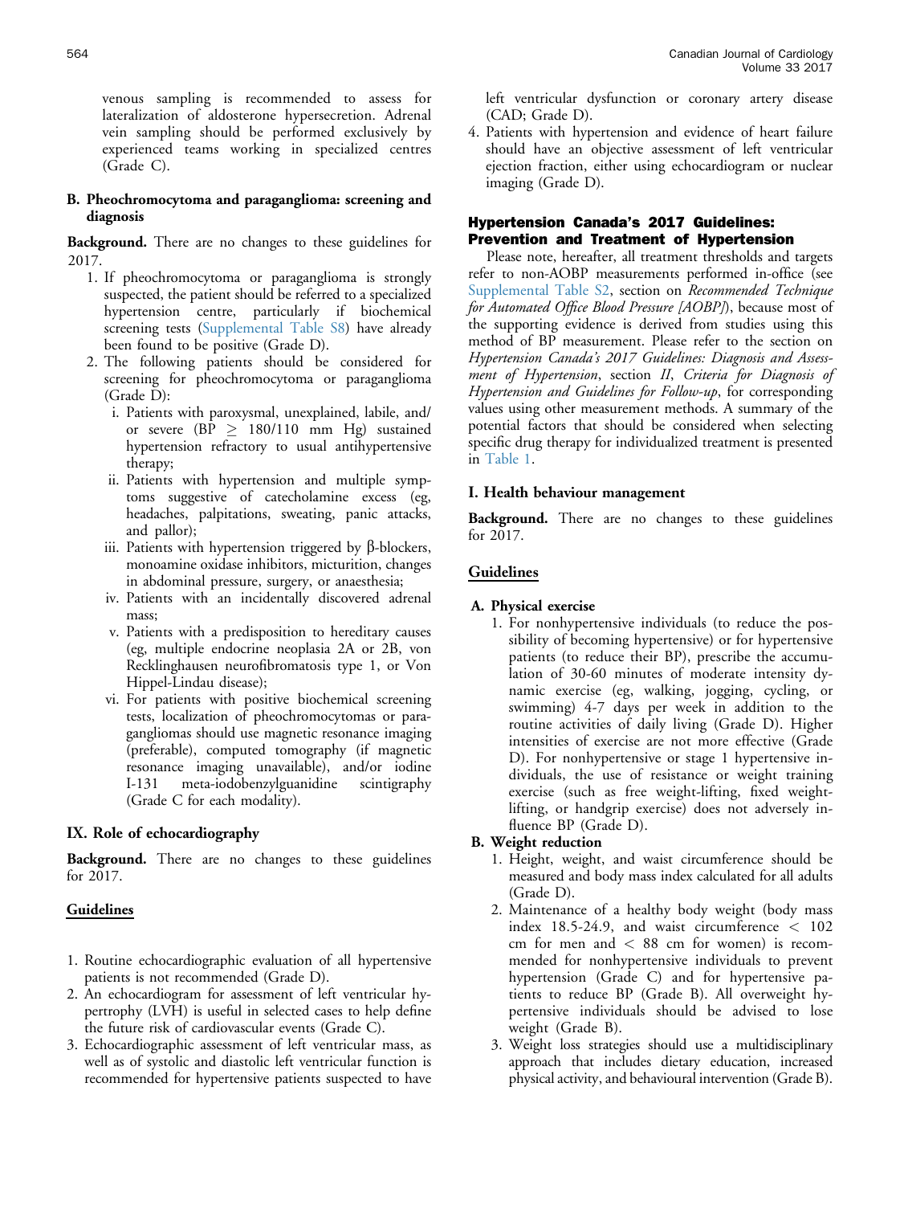venous sampling is recommended to assess for lateralization of aldosterone hypersecretion. Adrenal vein sampling should be performed exclusively by experienced teams working in specialized centres (Grade C).

### B. Pheochromocytoma and paraganglioma: screening and diagnosis

**Background.** There are no changes to these guidelines for 2017.

1. If pheochromocytoma or paraganglioma is strongly suspected, the patient should be referred to a specialized hypertension centre, particularly if biochemical screening tests (Supplemental Table S8) have already been found to be positive (Grade D).
2. The following patients should be considered for screening for pheochromocytoma or paraganglioma (Grade D):
   - i. Patients with paroxysmal, unexplained, labile, and/or severe (BP $\geq$ 180/110 mm Hg) sustained hypertension refractory to usual antihypertensive therapy;
   - ii. Patients with hypertension and multiple symptoms suggestive of catecholamine excess (eg, headaches, palpitations, sweating, panic attacks, and pallor);
   - iii. Patients with hypertension triggered by β-blockers, monoamine oxidase inhibitors, micturition, changes in abdominal pressure, surgery, or anaesthesia;
   - iv. Patients with an incidentally discovered adrenal mass;
   - v. Patients with a predisposition to hereditary causes (eg, multiple endocrine neoplasia 2A or 2B, von Recklinghausen neurofibromatosis type 1, or Von Hippel-Lindau disease);
   - vi. For patients with positive biochemical screening tests, localization of pheochromocytomas or paragangliomas should use magnetic resonance imaging (preferable), computed tomography (if magnetic resonance imaging unavailable), and/or iodine I-131 meta-iodobenzylguanidine scintigraphy (Grade C for each modality).

## IX. Role of echocardiography

**Background.** There are no changes to these guidelines for 2017.

### Guidelines

1. Routine echocardiographic evaluation of all hypertensive patients is not recommended (Grade D).
2. An echocardiogram for assessment of left ventricular hypertrophy (LVH) is useful in selected cases to help define the future risk of cardiovascular events (Grade C).
3. Echocardiographic assessment of left ventricular mass, as well as of systolic and diastolic left ventricular function is recommended for hypertensive patients suspected to have left ventricular dysfunction or coronary artery disease (CAD; Grade D).
4. Patients with hypertension and evidence of heart failure should have an objective assessment of left ventricular ejection fraction, either using echocardiogram or nuclear imaging (Grade D).

# Hypertension Canada's 2017 Guidelines: Prevention and Treatment of Hypertension

Please note, hereafter, all treatment thresholds and targets refer to non-AOBP measurements performed in-office (see Supplemental Table S2, section on *Recommended Technique for Automated Office Blood Pressure [AOBP]*), because most of the supporting evidence is derived from studies using this method of BP measurement. Please refer to the section on *Hypertension Canada's 2017 Guidelines: Diagnosis and Assessment of Hypertension*, section *II*, *Criteria for Diagnosis of Hypertension and Guidelines for Follow-up*, for corresponding values using other measurement methods. A summary of the potential factors that should be considered when selecting specific drug therapy for individualized treatment is presented in Table 1.

## I. Health behaviour management

**Background.** There are no changes to these guidelines for 2017.

### Guidelines

#### A. Physical exercise

1. For nonhypertensive individuals (to reduce the possibility of becoming hypertensive) or for hypertensive patients (to reduce their BP), prescribe the accumulation of 30-60 minutes of moderate intensity dynamic exercise (eg, walking, jogging, cycling, or swimming) 4-7 days per week in addition to the routine activities of daily living (Grade D). Higher intensities of exercise are not more effective (Grade D). For nonhypertensive or stage 1 hypertensive individuals, the use of resistance or weight training exercise (such as free weight-lifting, fixed weight-lifting, or handgrip exercise) does not adversely influence BP (Grade D).

#### B. Weight reduction

1. Height, weight, and waist circumference should be measured and body mass index calculated for all adults (Grade D).
2. Maintenance of a healthy body weight (body mass index 18.5-24.9, and waist circumference < 102 cm for men and < 88 cm for women) is recommended for nonhypertensive individuals to prevent hypertension (Grade C) and for hypertensive patients to reduce BP (Grade B). All overweight hypertensive individuals should be advised to lose weight (Grade B).
3. Weight loss strategies should use a multidisciplinary approach that includes dietary education, increased physical activity, and behavioural intervention (Grade B).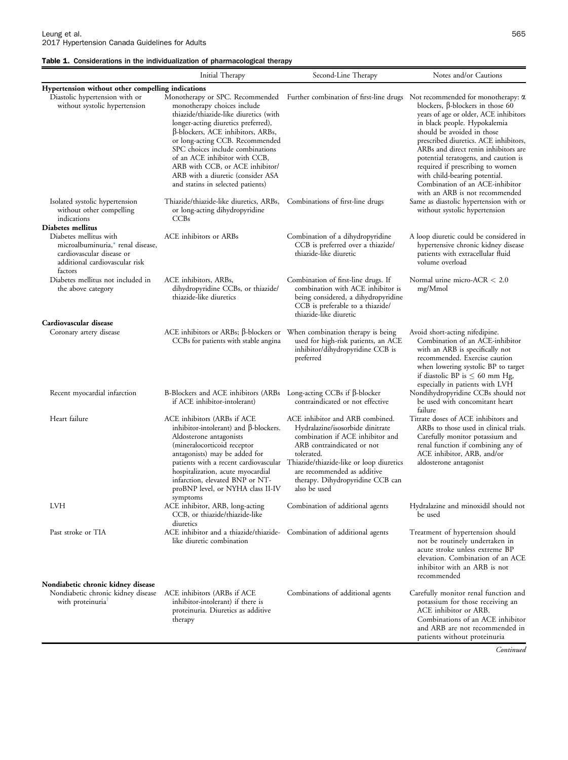**Table 1. Considerations in the individualization of pharmacological therapy**

| | Initial Therapy | Second-Line Therapy | Notes and/or Cautions |
|---|---|---|---|
| **Hypertension without other compelling indications** | | | |
| Diastolic hypertension with or without systolic hypertension | Monotherapy or SPC. Recommended monotherapy choices include thiazide/thiazide-like diuretics (with longer-acting diuretics preferred), β-blockers, ACE inhibitors, ARBs, or long-acting CCB. Recommended SPC choices include combinations of an ACE inhibitor with CCB, ARB with CCB, or ACE inhibitor/ARB with a diuretic (consider ASA and statins in selected patients) | Further combination of first-line drugs | Not recommended for monotherapy: α blockers, β-blockers in those 60 years of age or older, ACE inhibitors in black people. Hypokalemia should be avoided in those prescribed diuretics. ACE inhibitors, ARBs and direct renin inhibitors are potential teratogens, and caution is required if prescribing to women with child-bearing potential. Combination of an ACE-inhibitor with an ARB is not recommended |
| Isolated systolic hypertension without other compelling indications | Thiazide/thiazide-like diuretics, ARBs, or long-acting dihydropyridine CCBs | Combinations of first-line drugs | Same as diastolic hypertension with or without systolic hypertension |
| **Diabetes mellitus** | | | |
| Diabetes mellitus with microalbuminuria,* renal disease, cardiovascular disease or additional cardiovascular risk factors | ACE inhibitors or ARBs | Combination of a dihydropyridine CCB is preferred over a thiazide/thiazide-like diuretic | A loop diuretic could be considered in hypertensive chronic kidney disease patients with extracellular fluid volume overload |
| Diabetes mellitus not included in the above category | ACE inhibitors, ARBs, dihydropyridine CCBs, or thiazide/thiazide-like diuretics | Combination of first-line drugs. If combination with ACE inhibitor is being considered, a dihydropyridine CCB is preferable to a thiazide/thiazide-like diuretic | Normal urine micro-ACR < 2.0 mg/Mmol |
| **Cardiovascular disease** | | | |
| Coronary artery disease | ACE inhibitors or ARBs; β-blockers or CCBs for patients with stable angina | When combination therapy is being used for high-risk patients, an ACE inhibitor/dihydropyridine CCB is preferred | Avoid short-acting nifedipine. Combination of an ACE-inhibitor with an ARB is specifically not recommended. Exercise caution when lowering systolic BP to target if diastolic BP is ≤ 60 mm Hg, especially in patients with LVH |
| Recent myocardial infarction | B-Blockers and ACE inhibitors (ARBs if ACE inhibitor-intolerant) | Long-acting CCBs if β-blocker contraindicated or not effective | Nondihydropyridine CCBs should not be used with concomitant heart failure |
| Heart failure | ACE inhibitors (ARBs if ACE inhibitor-intolerant) and β-blockers. Aldosterone antagonists (mineralocorticoid receptor antagonists) may be added for patients with a recent cardiovascular hospitalization, acute myocardial infarction, elevated BNP or NT-proBNP level, or NYHA class II-IV symptoms | ACE inhibitor and ARB combined. Hydralazine/isosorbide dinitrate combination if ACE inhibitor and ARB contraindicated or not tolerated. Thiazide/thiazide-like or loop diuretics are recommended as additive therapy. Dihydropyridine CCB can also be used | Titrate doses of ACE inhibitors and ARBs to those used in clinical trials. Carefully monitor potassium and renal function if combining any of ACE inhibitor, ARB, and/or aldosterone antagonist |
| LVH | ACE inhibitor, ARB, long-acting CCB, or thiazide/thiazide-like diuretics | Combination of additional agents | Hydralazine and minoxidil should not be used |
| Past stroke or TIA | ACE inhibitor and a thiazide/thiazide-like diuretic combination | Combination of additional agents | Treatment of hypertension should not be routinely undertaken in acute stroke unless extreme BP elevation. Combination of an ACE inhibitor with an ARB is not recommended |
| **Nondiabetic chronic kidney disease** | | | |
| Nondiabetic chronic kidney disease with proteinuria[†] | ACE inhibitors (ARBs if ACE inhibitor-intolerant) if there is proteinuria. Diuretics as additive therapy | Combinations of additional agents | Carefully monitor renal function and potassium for those receiving an ACE inhibitor or ARB. Combinations of an ACE inhibitor and ARB are not recommended in patients without proteinuria |

*Continued*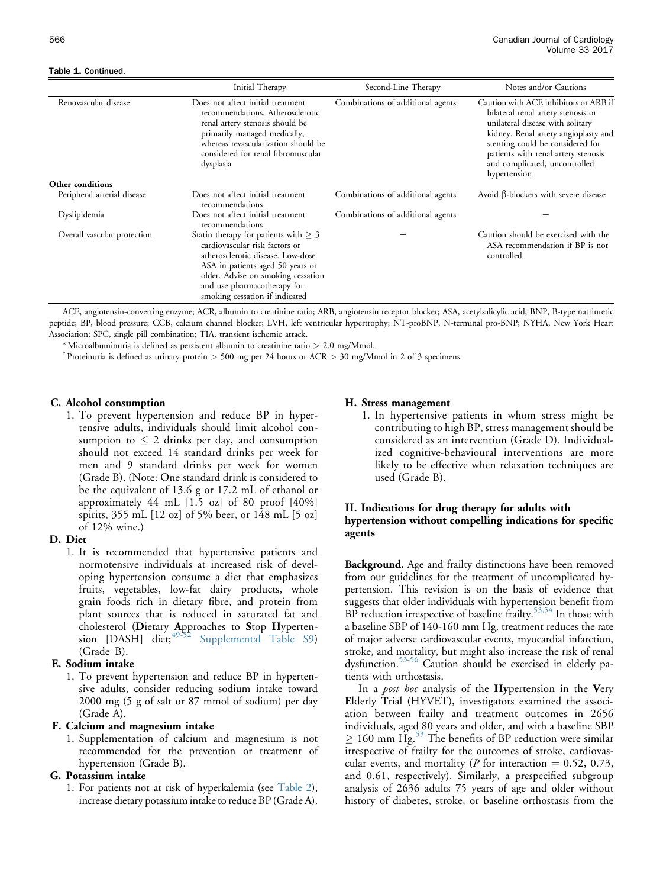**Table 1.** Continued.

| | Initial Therapy | Second-Line Therapy | Notes and/or Cautions |
|---|---|---|---|
| Renovascular disease | Does not affect initial treatment recommendations. Atherosclerotic renal artery stenosis should be primarily managed medically, whereas revascularization should be considered for renal fibromuscular dysplasia | Combinations of additional agents | Caution with ACE inhibitors or ARB if bilateral renal artery stenosis or unilateral disease with solitary kidney. Renal artery angioplasty and stenting could be considered for patients with renal artery stenosis and complicated, uncontrolled hypertension |
| **Other conditions** | | | |
| Peripheral arterial disease | Does not affect initial treatment recommendations | Combinations of additional agents | Avoid β-blockers with severe disease |
| Dyslipidemia | Does not affect initial treatment recommendations | Combinations of additional agents | — |
| Overall vascular protection | Statin therapy for patients with ≥ 3 cardiovascular risk factors or atherosclerotic disease. Low-dose ASA in patients aged 50 years or older. Advise on smoking cessation and use pharmacotherapy for smoking cessation if indicated | — | Caution should be exercised with the ASA recommendation if BP is not controlled |

ACE, angiotensin-converting enzyme; ACR, albumin to creatinine ratio; ARB, angiotensin receptor blocker; ASA, acetylsalicylic acid; BNP, B-type natriuretic peptide; BP, blood pressure; CCB, calcium channel blocker; LVH, left ventricular hypertrophy; NT-proBNP, N-terminal pro-BNP; NYHA, New York Heart Association; SPC, single pill combination; TIA, transient ischemic attack.

* Microalbuminuria is defined as persistent albumin to creatinine ratio > 2.0 mg/Mmol.

† Proteinuria is defined as urinary protein > 500 mg per 24 hours or ACR > 30 mg/Mmol in 2 of 3 specimens.

### C. Alcohol consumption

1. To prevent hypertension and reduce BP in hypertensive adults, individuals should limit alcohol consumption to ≤ 2 drinks per day, and consumption should not exceed 14 standard drinks per week for men and 9 standard drinks per week for women (Grade B). (Note: One standard drink is considered to be the equivalent of 13.6 g or 17.2 mL of ethanol or approximately 44 mL [1.5 oz] of 80 proof [40%] spirits, 355 mL [12 oz] of 5% beer, or 148 mL [5 oz] of 12% wine.)

### D. Diet

1. It is recommended that hypertensive patients and normotensive individuals at increased risk of developing hypertension consume a diet that emphasizes fruits, vegetables, low-fat dairy products, whole grain foods rich in dietary fibre, and protein from plant sources that is reduced in saturated fat and cholesterol (**D**ietary **A**pproaches to **S**top **H**ypertension [DASH] diet;[49-52] Supplemental Table S9) (Grade B).

### E. Sodium intake

1. To prevent hypertension and reduce BP in hypertensive adults, consider reducing sodium intake toward 2000 mg (5 g of salt or 87 mmol of sodium) per day (Grade A).

### F. Calcium and magnesium intake

1. Supplementation of calcium and magnesium is not recommended for the prevention or treatment of hypertension (Grade B).

### G. Potassium intake

1. For patients not at risk of hyperkalemia (see Table 2), increase dietary potassium intake to reduce BP (Grade A).

### H. Stress management

1. In hypertensive patients in whom stress might be contributing to high BP, stress management should be considered as an intervention (Grade D). Individualized cognitive-behavioural interventions are more likely to be effective when relaxation techniques are used (Grade B).

## II. Indications for drug therapy for adults with hypertension without compelling indications for specific agents

**Background.** Age and frailty distinctions have been removed from our guidelines for the treatment of uncomplicated hypertension. This revision is on the basis of evidence that suggests that older individuals with hypertension benefit from BP reduction irrespective of baseline frailty.[53,54] In those with a baseline SBP of 140-160 mm Hg, treatment reduces the rate of major adverse cardiovascular events, myocardial infarction, stroke, and mortality, but might also increase the risk of renal dysfunction.[53-56] Caution should be exercised in elderly patients with orthostasis.

In a *post hoc* analysis of the **Hy**pertension in the **V**ery **E**lderly **T**rial (HYVET), investigators examined the association between frailty and treatment outcomes in 2656 individuals, aged 80 years and older, and with a baseline SBP ≥ 160 mm Hg.[53] The benefits of BP reduction were similar irrespective of frailty for the outcomes of stroke, cardiovascular events, and mortality ($P$ for interaction = 0.52, 0.73, and 0.61, respectively). Similarly, a prespecified subgroup analysis of 2636 adults 75 years of age and older without history of diabetes, stroke, or baseline orthostasis from the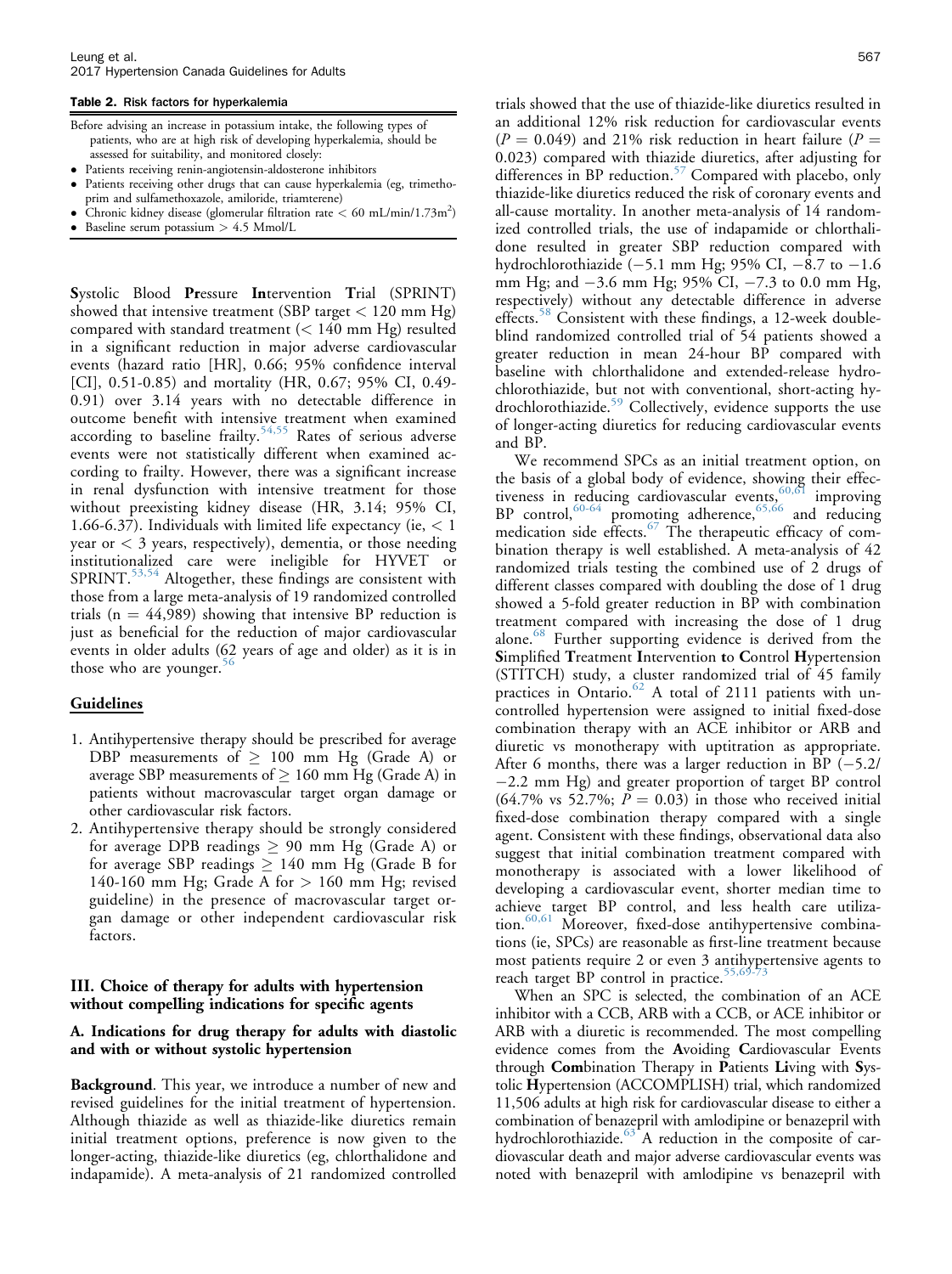**Table 2. Risk factors for hyperkalemia**

Before advising an increase in potassium intake, the following types of patients, who are at high risk of developing hyperkalemia, should be assessed for suitability, and monitored closely:

- Patients receiving renin-angiotensin-aldosterone inhibitors
- Patients receiving other drugs that can cause hyperkalemia (eg, trimethoprim and sulfamethoxazole, amiloride, triamterene)
- Chronic kidney disease (glomerular filtration rate < 60 mL/min/1.73m$^2$)
- Baseline serum potassium > 4.5 Mmol/L

**S**ystolic Blood **Pr**essure **In**tervention **T**rial (SPRINT) showed that intensive treatment (SBP target < 120 mm Hg) compared with standard treatment (< 140 mm Hg) resulted in a significant reduction in major adverse cardiovascular events (hazard ratio [HR], 0.66; 95% confidence interval [CI], 0.51-0.85) and mortality (HR, 0.67; 95% CI, 0.49-0.91) over 3.14 years with no detectable difference in outcome benefit with intensive treatment when examined according to baseline frailty.[54,55] Rates of serious adverse events were not statistically different when examined according to frailty. However, there was a significant increase in renal dysfunction with intensive treatment for those without preexisting kidney disease (HR, 3.14; 95% CI, 1.66-6.37). Individuals with limited life expectancy (ie, < 1 year or < 3 years, respectively), dementia, or those needing institutionalized care were ineligible for HYVET or SPRINT.[53,54] Altogether, these findings are consistent with those from a large meta-analysis of 19 randomized controlled trials (n = 44,989) showing that intensive BP reduction is just as beneficial for the reduction of major cardiovascular events in older adults (62 years of age and older) as it is in those who are younger.[56]

## Guidelines

1. Antihypertensive therapy should be prescribed for average DBP measurements of ≥ 100 mm Hg (Grade A) or average SBP measurements of ≥ 160 mm Hg (Grade A) in patients without macrovascular target organ damage or other cardiovascular risk factors.
2. Antihypertensive therapy should be strongly considered for average DPB readings ≥ 90 mm Hg (Grade A) or for average SBP readings ≥ 140 mm Hg (Grade B for 140-160 mm Hg; Grade A for > 160 mm Hg; revised guideline) in the presence of macrovascular target organ damage or other independent cardiovascular risk factors.

## III. Choice of therapy for adults with hypertension without compelling indications for specific agents

### A. Indications for drug therapy for adults with diastolic and with or without systolic hypertension

**Background**. This year, we introduce a number of new and revised guidelines for the initial treatment of hypertension. Although thiazide as well as thiazide-like diuretics remain initial treatment options, preference is now given to the longer-acting, thiazide-like diuretics (eg, chlorthalidone and indapamide). A meta-analysis of 21 randomized controlled trials showed that the use of thiazide-like diuretics resulted in an additional 12% risk reduction for cardiovascular events ($P = 0.049$) and 21% risk reduction in heart failure ($P = 0.023$) compared with thiazide diuretics, after adjusting for differences in BP reduction.[57] Compared with placebo, only thiazide-like diuretics reduced the risk of coronary events and all-cause mortality. In another meta-analysis of 14 randomized controlled trials, the use of indapamide or chlorthalidone resulted in greater SBP reduction compared with hydrochlorothiazide (−5.1 mm Hg; 95% CI, −8.7 to −1.6 mm Hg; and −3.6 mm Hg; 95% CI, −7.3 to 0.0 mm Hg, respectively) without any detectable difference in adverse effects.[58] Consistent with these findings, a 12-week double-blind randomized controlled trial of 54 patients showed a greater reduction in mean 24-hour BP compared with baseline with chlorthalidone and extended-release hydrochlorothiazide, but not with conventional, short-acting hydrochlorothiazide.[59] Collectively, evidence supports the use of longer-acting diuretics for reducing cardiovascular events and BP.

We recommend SPCs as an initial treatment option, on the basis of a global body of evidence, showing their effectiveness in reducing cardiovascular events,[60,61] improving BP control,[60-64] promoting adherence,[65,66] and reducing medication side effects.[67] The therapeutic efficacy of combination therapy is well established. A meta-analysis of 42 randomized trials testing the combined use of 2 drugs of different classes compared with doubling the dose of 1 drug showed a 5-fold greater reduction in BP with combination treatment compared with increasing the dose of 1 drug alone.[68] Further supporting evidence is derived from the **S**implified **T**reatment **I**ntervention **t**o **C**ontrol **H**ypertension (STITCH) study, a cluster randomized trial of 45 family practices in Ontario.[62] A total of 2111 patients with uncontrolled hypertension were assigned to initial fixed-dose combination therapy with an ACE inhibitor or ARB and diuretic vs monotherapy with uptitration as appropriate. After 6 months, there was a larger reduction in BP (−5.2/−2.2 mm Hg) and greater proportion of target BP control (64.7% vs 52.7%; $P = 0.03$) in those who received initial fixed-dose combination therapy compared with a single agent. Consistent with these findings, observational data also suggest that initial combination treatment compared with monotherapy is associated with a lower likelihood of developing a cardiovascular event, shorter median time to achieve target BP control, and less health care utilization.[60,61] Moreover, fixed-dose antihypertensive combinations (ie, SPCs) are reasonable as first-line treatment because most patients require 2 or even 3 antihypertensive agents to reach target BP control in practice.[55,69-73]

When an SPC is selected, the combination of an ACE inhibitor with a CCB, ARB with a CCB, or ACE inhibitor or ARB with a diuretic is recommended. The most compelling evidence comes from the **A**voiding **C**ardiovascular Events through **Com**bination Therapy in **P**atients **Li**ving with **S**ystolic **H**ypertension (ACCOMPLISH) trial, which randomized 11,506 adults at high risk for cardiovascular disease to either a combination of benazepril with amlodipine or benazepril with hydrochlorothiazide.[63] A reduction in the composite of cardiovascular death and major adverse cardiovascular events was noted with benazepril with amlodipine vs benazepril with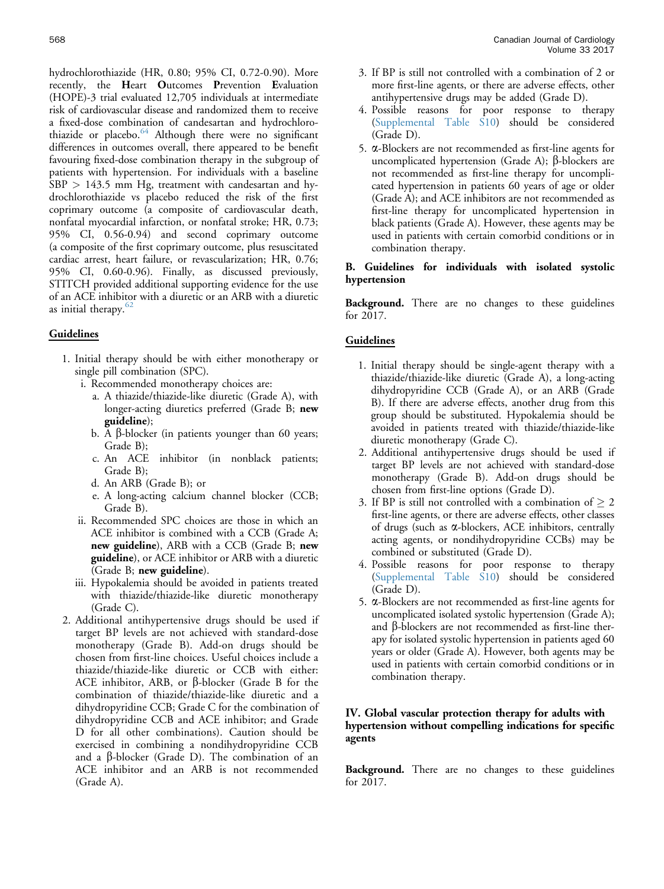hydrochlorothiazide (HR, 0.80; 95% CI, 0.72-0.90). More recently, the **H**eart **O**utcomes **P**revention **E**valuation (HOPE)-3 trial evaluated 12,705 individuals at intermediate risk of cardiovascular disease and randomized them to receive a fixed-dose combination of candesartan and hydrochlorothiazide or placebo.[64] Although there were no significant differences in outcomes overall, there appeared to be benefit favouring fixed-dose combination therapy in the subgroup of patients with hypertension. For individuals with a baseline SBP > 143.5 mm Hg, treatment with candesartan and hydrochlorothiazide vs placebo reduced the risk of the first coprimary outcome (a composite of cardiovascular death, nonfatal myocardial infarction, or nonfatal stroke; HR, 0.73; 95% CI, 0.56-0.94) and second coprimary outcome (a composite of the first coprimary outcome, plus resuscitated cardiac arrest, heart failure, or revascularization; HR, 0.76; 95% CI, 0.60-0.96). Finally, as discussed previously, STITCH provided additional supporting evidence for the use of an ACE inhibitor with a diuretic or an ARB with a diuretic as initial therapy.[62]

**Guidelines**

1. Initial therapy should be with either monotherapy or single pill combination (SPC).
   i. Recommended monotherapy choices are:
      a. A thiazide/thiazide-like diuretic (Grade A), with longer-acting diuretics preferred (Grade B; **new guideline**);
      b. A β-blocker (in patients younger than 60 years; Grade B);
      c. An ACE inhibitor (in nonblack patients; Grade B);
      d. An ARB (Grade B); or
      e. A long-acting calcium channel blocker (CCB; Grade B).
   ii. Recommended SPC choices are those in which an ACE inhibitor is combined with a CCB (Grade A; **new guideline**), ARB with a CCB (Grade B; **new guideline**), or ACE inhibitor or ARB with a diuretic (Grade B; **new guideline**).
   iii. Hypokalemia should be avoided in patients treated with thiazide/thiazide-like diuretic monotherapy (Grade C).
2. Additional antihypertensive drugs should be used if target BP levels are not achieved with standard-dose monotherapy (Grade B). Add-on drugs should be chosen from first-line choices. Useful choices include a thiazide/thiazide-like diuretic or CCB with either: ACE inhibitor, ARB, or β-blocker (Grade B for the combination of thiazide/thiazide-like diuretic and a dihydropyridine CCB; Grade C for the combination of dihydropyridine CCB and ACE inhibitor; and Grade D for all other combinations). Caution should be exercised in combining a nondihydropyridine CCB and a β-blocker (Grade D). The combination of an ACE inhibitor and an ARB is not recommended (Grade A).
3. If BP is still not controlled with a combination of 2 or more first-line agents, or there are adverse effects, other antihypertensive drugs may be added (Grade D).
4. Possible reasons for poor response to therapy (Supplemental Table S10) should be considered (Grade D).
5. α-Blockers are not recommended as first-line agents for uncomplicated hypertension (Grade A); β-blockers are not recommended as first-line therapy for uncomplicated hypertension in patients 60 years of age or older (Grade A); and ACE inhibitors are not recommended as first-line therapy for uncomplicated hypertension in black patients (Grade A). However, these agents may be used in patients with certain comorbid conditions or in combination therapy.

### B. Guidelines for individuals with isolated systolic hypertension

**Background.** There are no changes to these guidelines for 2017.

**Guidelines**

1. Initial therapy should be single-agent therapy with a thiazide/thiazide-like diuretic (Grade A), a long-acting dihydropyridine CCB (Grade A), or an ARB (Grade B). If there are adverse effects, another drug from this group should be substituted. Hypokalemia should be avoided in patients treated with thiazide/thiazide-like diuretic monotherapy (Grade C).
2. Additional antihypertensive drugs should be used if target BP levels are not achieved with standard-dose monotherapy (Grade B). Add-on drugs should be chosen from first-line options (Grade D).
3. If BP is still not controlled with a combination of $\geq 2$ first-line agents, or there are adverse effects, other classes of drugs (such as α-blockers, ACE inhibitors, centrally acting agents, or nondihydropyridine CCBs) may be combined or substituted (Grade D).
4. Possible reasons for poor response to therapy (Supplemental Table S10) should be considered (Grade D).
5. α-Blockers are not recommended as first-line agents for uncomplicated isolated systolic hypertension (Grade A); and β-blockers are not recommended as first-line therapy for isolated systolic hypertension in patients aged 60 years or older (Grade A). However, both agents may be used in patients with certain comorbid conditions or in combination therapy.

## IV. Global vascular protection therapy for adults with hypertension without compelling indications for specific agents

**Background.** There are no changes to these guidelines for 2017.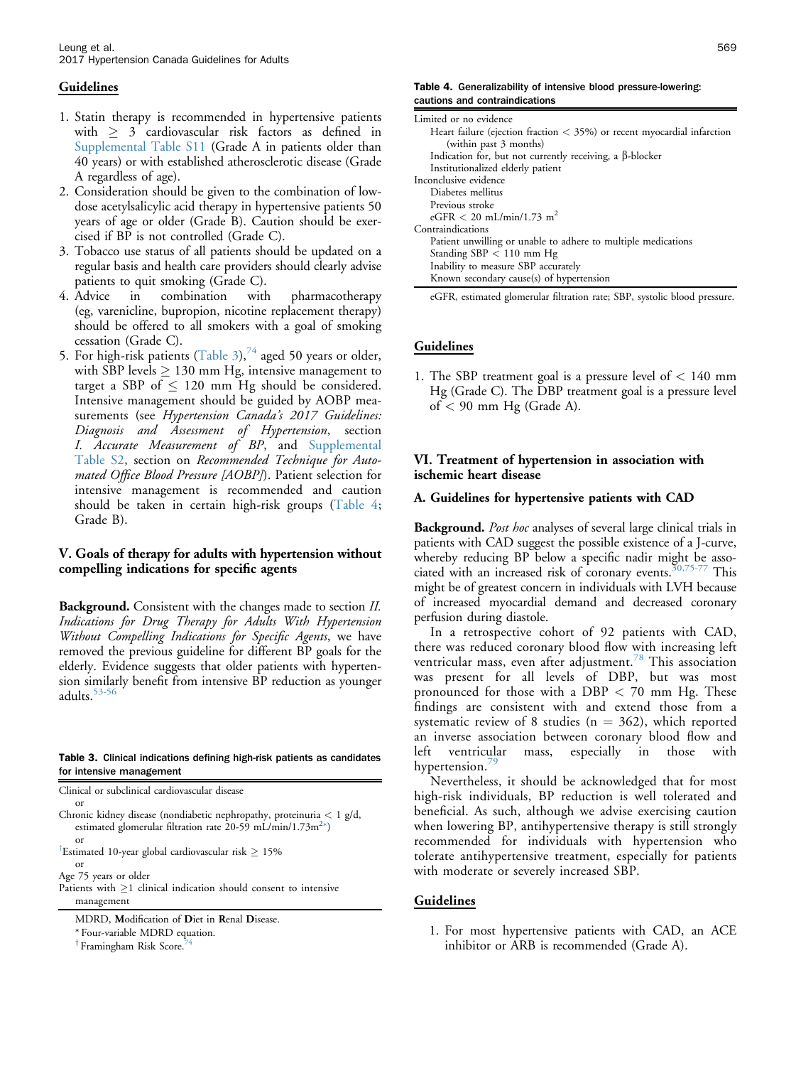### Guidelines

1. Statin therapy is recommended in hypertensive patients with ≥ 3 cardiovascular risk factors as defined in Supplemental Table S11 (Grade A in patients older than 40 years) or with established atherosclerotic disease (Grade A regardless of age).
2. Consideration should be given to the combination of low-dose acetylsalicylic acid therapy in hypertensive patients 50 years of age or older (Grade B). Caution should be exercised if BP is not controlled (Grade C).
3. Tobacco use status of all patients should be updated on a regular basis and health care providers should clearly advise patients to quit smoking (Grade C).
4. Advice in combination with pharmacotherapy (eg, varenicline, bupropion, nicotine replacement therapy) should be offered to all smokers with a goal of smoking cessation (Grade C).
5. For high-risk patients (Table 3),[74] aged 50 years or older, with SBP levels ≥ 130 mm Hg, intensive management to target a SBP of ≤ 120 mm Hg should be considered. Intensive management should be guided by AOBP measurements (see *Hypertension Canada's 2017 Guidelines: Diagnosis and Assessment of Hypertension*, section *I. Accurate Measurement of BP*, and Supplemental Table S2, section on *Recommended Technique for Automated Office Blood Pressure [AOBP]*). Patient selection for intensive management is recommended and caution should be taken in certain high-risk groups (Table 4; Grade B).

## V. Goals of therapy for adults with hypertension without compelling indications for specific agents

**Background.** Consistent with the changes made to section *II. Indications for Drug Therapy for Adults With Hypertension Without Compelling Indications for Specific Agents*, we have removed the previous guideline for different BP goals for the elderly. Evidence suggests that older patients with hypertension similarly benefit from intensive BP reduction as younger adults.[53-56]

**Table 3.** Clinical indications defining high-risk patients as candidates for intensive management

| |
|---|
| Clinical or subclinical cardiovascular disease |
| or |
| Chronic kidney disease (nondiabetic nephropathy, proteinuria < 1 g/d, estimated glomerular filtration rate 20-59 mL/min/1.73m²*) |
| or |
| †Estimated 10-year global cardiovascular risk ≥ 15% |
| or |
| Age 75 years or older |
| Patients with ≥1 clinical indication should consent to intensive management |

MDRD, **M**odification of **D**iet in **R**enal **D**isease.
\* Four-variable MDRD equation.
† Framingham Risk Score.[74]

**Table 4.** Generalizability of intensive blood pressure-lowering: cautions and contraindications

| |
|---|
| Limited or no evidence |
| Heart failure (ejection fraction < 35%) or recent myocardial infarction (within past 3 months) |
| Indication for, but not currently receiving, a β-blocker |
| Institutionalized elderly patient |
| Inconclusive evidence |
| Diabetes mellitus |
| Previous stroke |
| eGFR < 20 mL/min/1.73 m² |
| Contraindications |
| Patient unwilling or unable to adhere to multiple medications |
| Standing SBP < 110 mm Hg |
| Inability to measure SBP accurately |
| Known secondary cause(s) of hypertension |

eGFR, estimated glomerular filtration rate; SBP, systolic blood pressure.

### Guidelines

1. The SBP treatment goal is a pressure level of < 140 mm Hg (Grade C). The DBP treatment goal is a pressure level of < 90 mm Hg (Grade A).

## VI. Treatment of hypertension in association with ischemic heart disease

### A. Guidelines for hypertensive patients with CAD

**Background.** *Post hoc* analyses of several large clinical trials in patients with CAD suggest the possible existence of a J-curve, whereby reducing BP below a specific nadir might be associated with an increased risk of coronary events.[50,75-77] This might be of greatest concern in individuals with LVH because of increased myocardial demand and decreased coronary perfusion during diastole.

In a retrospective cohort of 92 patients with CAD, there was reduced coronary blood flow with increasing left ventricular mass, even after adjustment.[78] This association was present for all levels of DBP, but was most pronounced for those with a DBP < 70 mm Hg. These findings are consistent with and extend those from a systematic review of 8 studies (n = 362), which reported an inverse association between coronary blood flow and left ventricular mass, especially in those with hypertension.[79]

Nevertheless, it should be acknowledged that for most high-risk individuals, BP reduction is well tolerated and beneficial. As such, although we advise exercising caution when lowering BP, antihypertensive therapy is still strongly recommended for individuals with hypertension who tolerate antihypertensive treatment, especially for patients with moderate or severely increased SBP.

### Guidelines

1. For most hypertensive patients with CAD, an ACE inhibitor or ARB is recommended (Grade A).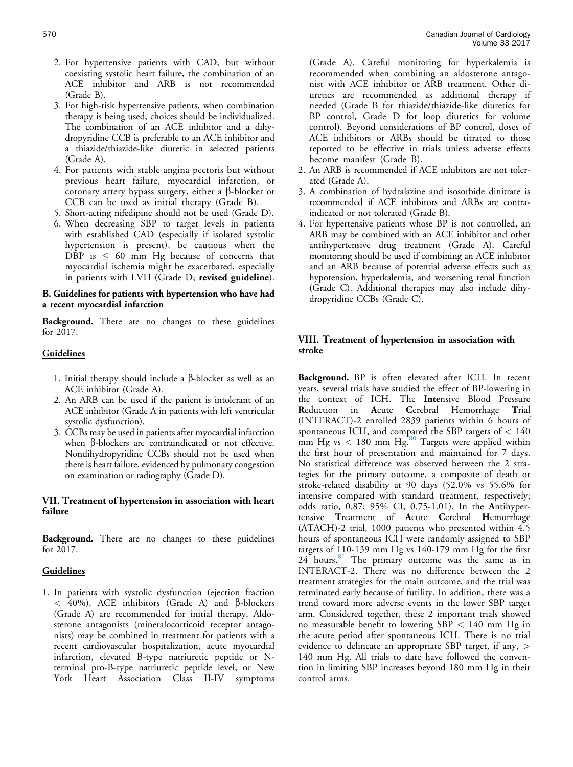2. For hypertensive patients with CAD, but without coexisting systolic heart failure, the combination of an ACE inhibitor and ARB is not recommended (Grade B).
3. For high-risk hypertensive patients, when combination therapy is being used, choices should be individualized. The combination of an ACE inhibitor and a dihydropyridine CCB is preferable to an ACE inhibitor and a thiazide/thiazide-like diuretic in selected patients (Grade A).
4. For patients with stable angina pectoris but without previous heart failure, myocardial infarction, or coronary artery bypass surgery, either a β-blocker or CCB can be used as initial therapy (Grade B).
5. Short-acting nifedipine should not be used (Grade D).
6. When decreasing SBP to target levels in patients with established CAD (especially if isolated systolic hypertension is present), be cautious when the DBP is ≤ 60 mm Hg because of concerns that myocardial ischemia might be exacerbated, especially in patients with LVH (Grade D; **revised guideline**).

### B. Guidelines for patients with hypertension who have had a recent myocardial infarction

**Background.** There are no changes to these guidelines for 2017.

#### Guidelines

1. Initial therapy should include a β-blocker as well as an ACE inhibitor (Grade A).
2. An ARB can be used if the patient is intolerant of an ACE inhibitor (Grade A in patients with left ventricular systolic dysfunction).
3. CCBs may be used in patients after myocardial infarction when β-blockers are contraindicated or not effective. Nondihydropyridine CCBs should not be used when there is heart failure, evidenced by pulmonary congestion on examination or radiography (Grade D).

## VII. Treatment of hypertension in association with heart failure

**Background.** There are no changes to these guidelines for 2017.

#### Guidelines

1. In patients with systolic dysfunction (ejection fraction < 40%), ACE inhibitors (Grade A) and β-blockers (Grade A) are recommended for initial therapy. Aldosterone antagonists (mineralocorticoid receptor antagonists) may be combined in treatment for patients with a recent cardiovascular hospitalization, acute myocardial infarction, elevated B-type natriuretic peptide or N-terminal pro-B-type natriuretic peptide level, or New York Heart Association Class II-IV symptoms (Grade A). Careful monitoring for hyperkalemia is recommended when combining an aldosterone antagonist with ACE inhibitor or ARB treatment. Other diuretics are recommended as additional therapy if needed (Grade B for thiazide/thiazide-like diuretics for BP control, Grade D for loop diuretics for volume control). Beyond considerations of BP control, doses of ACE inhibitors or ARBs should be titrated to those reported to be effective in trials unless adverse effects become manifest (Grade B).
2. An ARB is recommended if ACE inhibitors are not tolerated (Grade A).
3. A combination of hydralazine and isosorbide dinitrate is recommended if ACE inhibitors and ARBs are contraindicated or not tolerated (Grade B).
4. For hypertensive patients whose BP is not controlled, an ARB may be combined with an ACE inhibitor and other antihypertensive drug treatment (Grade A). Careful monitoring should be used if combining an ACE inhibitor and an ARB because of potential adverse effects such as hypotension, hyperkalemia, and worsening renal function (Grade C). Additional therapies may also include dihydropyridine CCBs (Grade C).

## VIII. Treatment of hypertension in association with stroke

**Background.** BP is often elevated after ICH. In recent years, several trials have studied the effect of BP-lowering in the context of ICH. The **Inte**nsive Blood Pressure **R**eduction in **A**cute **C**erebral Hemorrhage **T**rial (INTERACT)-2 enrolled 2839 patients within 6 hours of spontaneous ICH, and compared the SBP targets of < 140 mm Hg vs < 180 mm Hg.[80] Targets were applied within the first hour of presentation and maintained for 7 days. No statistical difference was observed between the 2 strategies for the primary outcome, a composite of death or stroke-related disability at 90 days (52.0% vs 55.6% for intensive compared with standard treatment, respectively; odds ratio, 0.87; 95% CI, 0.75-1.01). In the **A**ntihypertensive **T**reatment of **A**cute **C**erebral **H**emorrhage (ATACH)-2 trial, 1000 patients who presented within 4.5 hours of spontaneous ICH were randomly assigned to SBP targets of 110-139 mm Hg vs 140-179 mm Hg for the first 24 hours.[81] The primary outcome was the same as in INTERACT-2. There was no difference between the 2 treatment strategies for the main outcome, and the trial was terminated early because of futility. In addition, there was a trend toward more adverse events in the lower SBP target arm. Considered together, these 2 important trials showed no measurable benefit to lowering SBP < 140 mm Hg in the acute period after spontaneous ICH. There is no trial evidence to delineate an appropriate SBP target, if any, > 140 mm Hg. All trials to date have followed the convention in limiting SBP increases beyond 180 mm Hg in their control arms.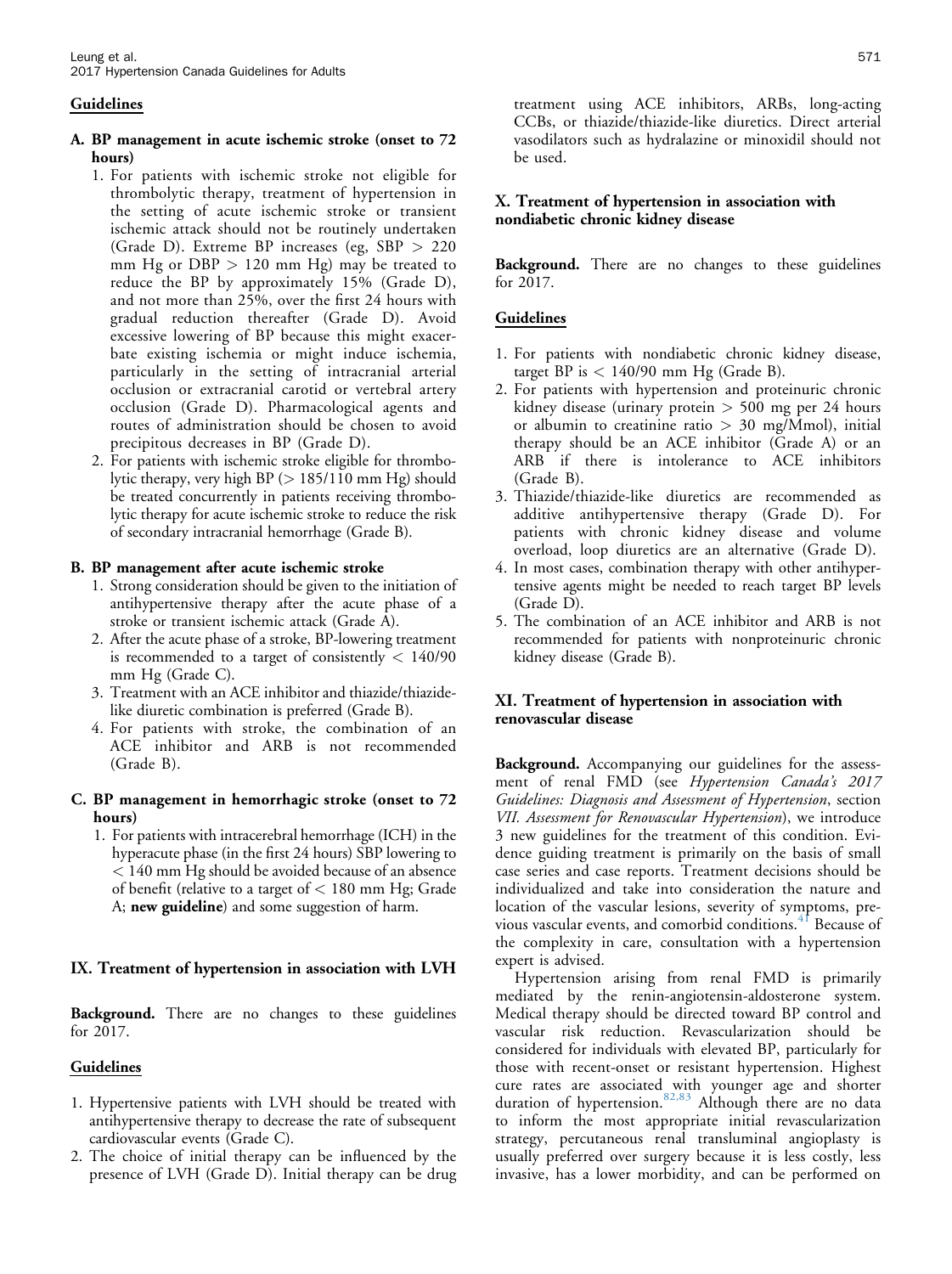### Guidelines

#### A. BP management in acute ischemic stroke (onset to 72 hours)

1. For patients with ischemic stroke not eligible for thrombolytic therapy, treatment of hypertension in the setting of acute ischemic stroke or transient ischemic attack should not be routinely undertaken (Grade D). Extreme BP increases (eg, SBP > 220 mm Hg or DBP > 120 mm Hg) may be treated to reduce the BP by approximately 15% (Grade D), and not more than 25%, over the first 24 hours with gradual reduction thereafter (Grade D). Avoid excessive lowering of BP because this might exacerbate existing ischemia or might induce ischemia, particularly in the setting of intracranial arterial occlusion or extracranial carotid or vertebral artery occlusion (Grade D). Pharmacological agents and routes of administration should be chosen to avoid precipitous decreases in BP (Grade D).
2. For patients with ischemic stroke eligible for thrombolytic therapy, very high BP (> 185/110 mm Hg) should be treated concurrently in patients receiving thrombolytic therapy for acute ischemic stroke to reduce the risk of secondary intracranial hemorrhage (Grade B).

#### B. BP management after acute ischemic stroke

1. Strong consideration should be given to the initiation of antihypertensive therapy after the acute phase of a stroke or transient ischemic attack (Grade A).
2. After the acute phase of a stroke, BP-lowering treatment is recommended to a target of consistently < 140/90 mm Hg (Grade C).
3. Treatment with an ACE inhibitor and thiazide/thiazide-like diuretic combination is preferred (Grade B).
4. For patients with stroke, the combination of an ACE inhibitor and ARB is not recommended (Grade B).

#### C. BP management in hemorrhagic stroke (onset to 72 hours)

1. For patients with intracerebral hemorrhage (ICH) in the hyperacute phase (in the first 24 hours) SBP lowering to < 140 mm Hg should be avoided because of an absence of benefit (relative to a target of < 180 mm Hg; Grade A; **new guideline**) and some suggestion of harm.

## IX. Treatment of hypertension in association with LVH

**Background.** There are no changes to these guidelines for 2017.

### Guidelines

1. Hypertensive patients with LVH should be treated with antihypertensive therapy to decrease the rate of subsequent cardiovascular events (Grade C).
2. The choice of initial therapy can be influenced by the presence of LVH (Grade D). Initial therapy can be drug treatment using ACE inhibitors, ARBs, long-acting CCBs, or thiazide/thiazide-like diuretics. Direct arterial vasodilators such as hydralazine or minoxidil should not be used.

## X. Treatment of hypertension in association with nondiabetic chronic kidney disease

**Background.** There are no changes to these guidelines for 2017.

### Guidelines

1. For patients with nondiabetic chronic kidney disease, target BP is < 140/90 mm Hg (Grade B).
2. For patients with hypertension and proteinuric chronic kidney disease (urinary protein > 500 mg per 24 hours or albumin to creatinine ratio > 30 mg/Mmol), initial therapy should be an ACE inhibitor (Grade A) or an ARB if there is intolerance to ACE inhibitors (Grade B).
3. Thiazide/thiazide-like diuretics are recommended as additive antihypertensive therapy (Grade D). For patients with chronic kidney disease and volume overload, loop diuretics are an alternative (Grade D).
4. In most cases, combination therapy with other antihypertensive agents might be needed to reach target BP levels (Grade D).
5. The combination of an ACE inhibitor and ARB is not recommended for patients with nonproteinuric chronic kidney disease (Grade B).

## XI. Treatment of hypertension in association with renovascular disease

**Background.** Accompanying our guidelines for the assessment of renal FMD (see *Hypertension Canada's 2017 Guidelines: Diagnosis and Assessment of Hypertension*, section *VII. Assessment for Renovascular Hypertension*), we introduce 3 new guidelines for the treatment of this condition. Evidence guiding treatment is primarily on the basis of small case series and case reports. Treatment decisions should be individualized and take into consideration the nature and location of the vascular lesions, severity of symptoms, previous vascular events, and comorbid conditions.[41] Because of the complexity in care, consultation with a hypertension expert is advised.

Hypertension arising from renal FMD is primarily mediated by the renin-angiotensin-aldosterone system. Medical therapy should be directed toward BP control and vascular risk reduction. Revascularization should be considered for individuals with elevated BP, particularly for those with recent-onset or resistant hypertension. Highest cure rates are associated with younger age and shorter duration of hypertension.[82,83] Although there are no data to inform the most appropriate initial revascularization strategy, percutaneous renal transluminal angioplasty is usually preferred over surgery because it is less costly, less invasive, has a lower morbidity, and can be performed on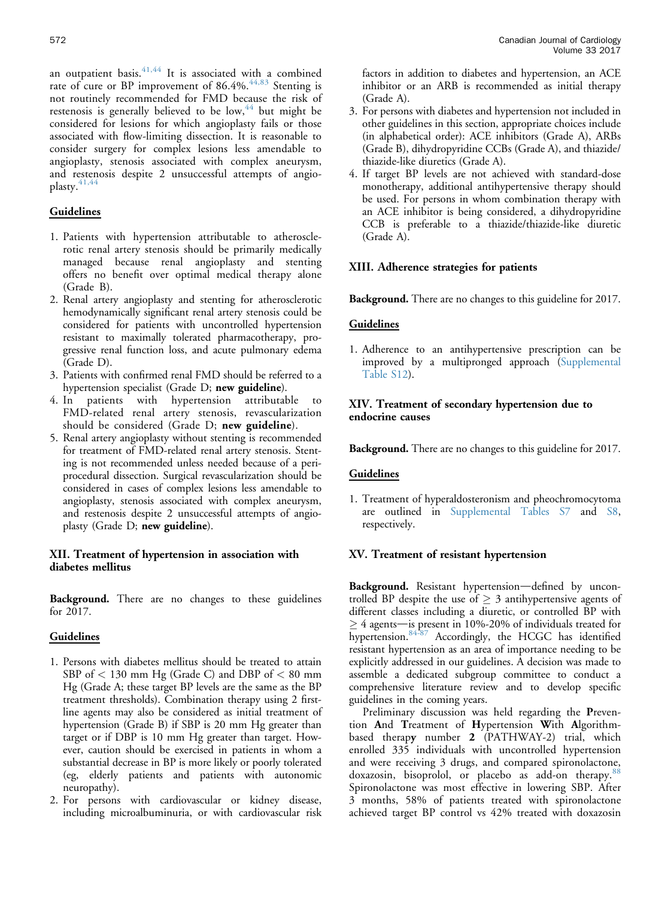an outpatient basis.[41,44] It is associated with a combined rate of cure or BP improvement of 86.4%.[44,83] Stenting is not routinely recommended for FMD because the risk of restenosis is generally believed to be low,[44] but might be considered for lesions for which angioplasty fails or those associated with flow-limiting dissection. It is reasonable to consider surgery for complex lesions less amendable to angioplasty, stenosis associated with complex aneurysm, and restenosis despite 2 unsuccessful attempts of angioplasty.[41,44]

### Guidelines

1. Patients with hypertension attributable to atherosclerotic renal artery stenosis should be primarily medically managed because renal angioplasty and stenting offers no benefit over optimal medical therapy alone (Grade B).
2. Renal artery angioplasty and stenting for atherosclerotic hemodynamically significant renal artery stenosis could be considered for patients with uncontrolled hypertension resistant to maximally tolerated pharmacotherapy, progressive renal function loss, and acute pulmonary edema (Grade D).
3. Patients with confirmed renal FMD should be referred to a hypertension specialist (Grade D; **new guideline**).
4. In patients with hypertension attributable to FMD-related renal artery stenosis, revascularization should be considered (Grade D; **new guideline**).
5. Renal artery angioplasty without stenting is recommended for treatment of FMD-related renal artery stenosis. Stenting is not recommended unless needed because of a periprocedural dissection. Surgical revascularization should be considered in cases of complex lesions less amendable to angioplasty, stenosis associated with complex aneurysm, and restenosis despite 2 unsuccessful attempts of angioplasty (Grade D; **new guideline**).

## XII. Treatment of hypertension in association with diabetes mellitus

**Background.** There are no changes to these guidelines for 2017.

### Guidelines

1. Persons with diabetes mellitus should be treated to attain SBP of < 130 mm Hg (Grade C) and DBP of < 80 mm Hg (Grade A; these target BP levels are the same as the BP treatment thresholds). Combination therapy using 2 first-line agents may also be considered as initial treatment of hypertension (Grade B) if SBP is 20 mm Hg greater than target or if DBP is 10 mm Hg greater than target. However, caution should be exercised in patients in whom a substantial decrease in BP is more likely or poorly tolerated (eg, elderly patients and patients with autonomic neuropathy).
2. For persons with cardiovascular or kidney disease, including microalbuminuria, or with cardiovascular risk factors in addition to diabetes and hypertension, an ACE inhibitor or an ARB is recommended as initial therapy (Grade A).
3. For persons with diabetes and hypertension not included in other guidelines in this section, appropriate choices include (in alphabetical order): ACE inhibitors (Grade A), ARBs (Grade B), dihydropyridine CCBs (Grade A), and thiazide/thiazide-like diuretics (Grade A).
4. If target BP levels are not achieved with standard-dose monotherapy, additional antihypertensive therapy should be used. For persons in whom combination therapy with an ACE inhibitor is being considered, a dihydropyridine CCB is preferable to a thiazide/thiazide-like diuretic (Grade A).

## XIII. Adherence strategies for patients

**Background.** There are no changes to this guideline for 2017.

### Guidelines

1. Adherence to an antihypertensive prescription can be improved by a multipronged approach (Supplemental Table S12).

## XIV. Treatment of secondary hypertension due to endocrine causes

**Background.** There are no changes to this guideline for 2017.

### Guidelines

1. Treatment of hyperaldosteronism and pheochromocytoma are outlined in Supplemental Tables S7 and S8, respectively.

## XV. Treatment of resistant hypertension

**Background.** Resistant hypertension—defined by uncontrolled BP despite the use of ≥ 3 antihypertensive agents of different classes including a diuretic, or controlled BP with ≥ 4 agents—is present in 10%-20% of individuals treated for hypertension.[84-87] Accordingly, the HCGC has identified resistant hypertension as an area of importance needing to be explicitly addressed in our guidelines. A decision was made to assemble a dedicated subgroup committee to conduct a comprehensive literature review and to develop specific guidelines in the coming years.

Preliminary discussion was held regarding the **P**revention **A**nd **T**reatment of **H**ypertension **W**ith **A**lgorithm-based therap**y** number **2** (PATHWAY-2) trial, which enrolled 335 individuals with uncontrolled hypertension and were receiving 3 drugs, and compared spironolactone, doxazosin, bisoprolol, or placebo as add-on therapy.[88] Spironolactone was most effective in lowering SBP. After 3 months, 58% of patients treated with spironolactone achieved target BP control vs 42% treated with doxazosin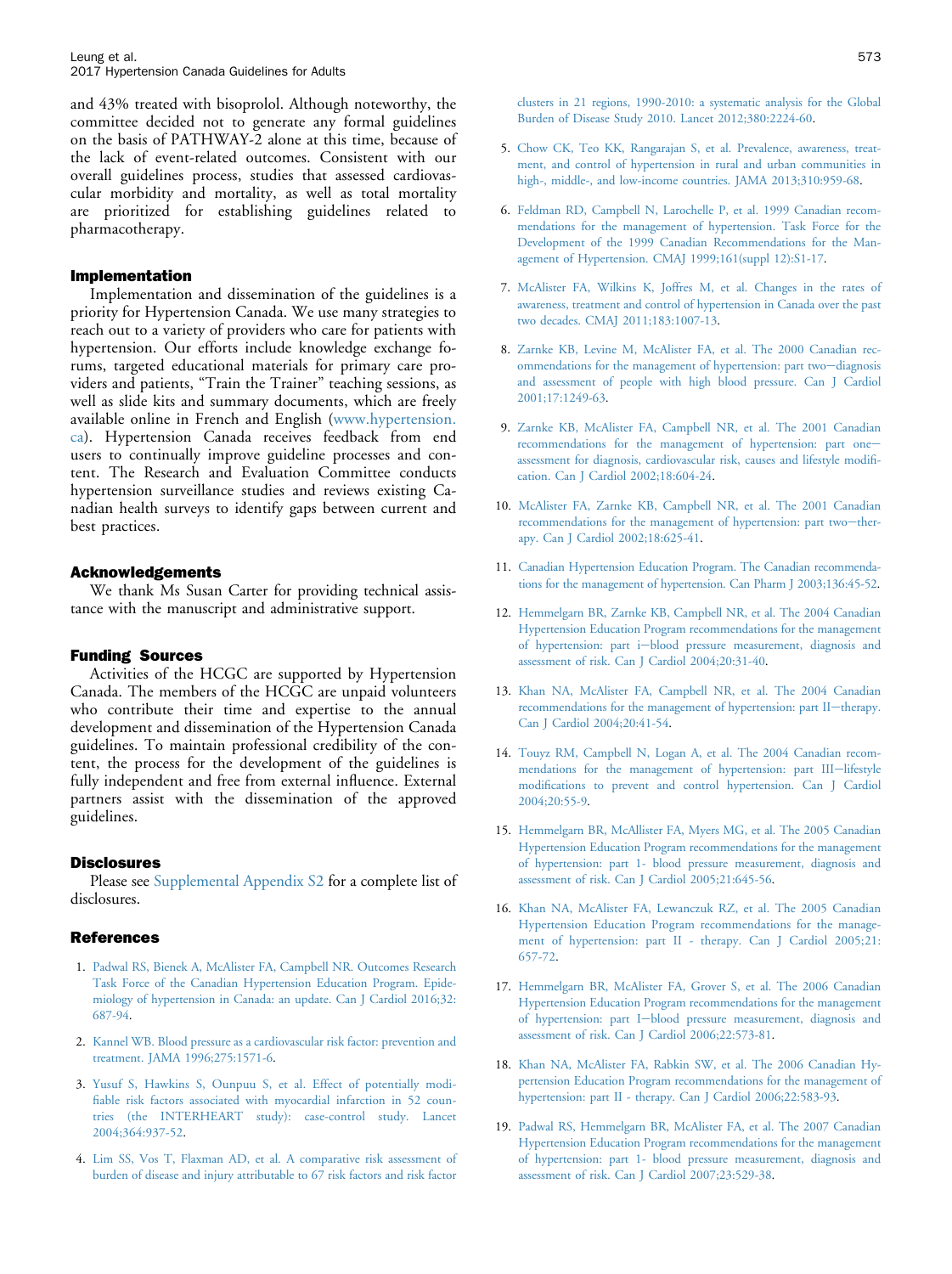and 43% treated with bisoprolol. Although noteworthy, the committee decided not to generate any formal guidelines on the basis of PATHWAY-2 alone at this time, because of the lack of event-related outcomes. Consistent with our overall guidelines process, studies that assessed cardiovascular morbidity and mortality, as well as total mortality are prioritized for establishing guidelines related to pharmacotherapy.

## Implementation

Implementation and dissemination of the guidelines is a priority for Hypertension Canada. We use many strategies to reach out to a variety of providers who care for patients with hypertension. Our efforts include knowledge exchange forums, targeted educational materials for primary care providers and patients, "Train the Trainer" teaching sessions, as well as slide kits and summary documents, which are freely available online in French and English (www.hypertension.ca). Hypertension Canada receives feedback from end users to continually improve guideline processes and content. The Research and Evaluation Committee conducts hypertension surveillance studies and reviews existing Canadian health surveys to identify gaps between current and best practices.

## Acknowledgements

We thank Ms Susan Carter for providing technical assistance with the manuscript and administrative support.

## Funding Sources

Activities of the HCGC are supported by Hypertension Canada. The members of the HCGC are unpaid volunteers who contribute their time and expertise to the annual development and dissemination of the Hypertension Canada guidelines. To maintain professional credibility of the content, the process for the development of the guidelines is fully independent and free from external influence. External partners assist with the dissemination of the approved guidelines.

## Disclosures

Please see Supplemental Appendix S2 for a complete list of disclosures.

## References

1. Padwal RS, Bienek A, McAlister FA, Campbell NR. Outcomes Research Task Force of the Canadian Hypertension Education Program. Epidemiology of hypertension in Canada: an update. Can J Cardiol 2016;32:687-94.
2. Kannel WB. Blood pressure as a cardiovascular risk factor: prevention and treatment. JAMA 1996;275:1571-6.
3. Yusuf S, Hawkins S, Ounpuu S, et al. Effect of potentially modifiable risk factors associated with myocardial infarction in 52 countries (the INTERHEART study): case-control study. Lancet 2004;364:937-52.
4. Lim SS, Vos T, Flaxman AD, et al. A comparative risk assessment of burden of disease and injury attributable to 67 risk factors and risk factor clusters in 21 regions, 1990-2010: a systematic analysis for the Global Burden of Disease Study 2010. Lancet 2012;380:2224-60.
5. Chow CK, Teo KK, Rangarajan S, et al. Prevalence, awareness, treatment, and control of hypertension in rural and urban communities in high-, middle-, and low-income countries. JAMA 2013;310:959-68.
6. Feldman RD, Campbell N, Larochelle P, et al. 1999 Canadian recommendations for the management of hypertension. Task Force for the Development of the 1999 Canadian Recommendations for the Management of Hypertension. CMAJ 1999;161(suppl 12):S1-17.
7. McAlister FA, Wilkins K, Joffres M, et al. Changes in the rates of awareness, treatment and control of hypertension in Canada over the past two decades. CMAJ 2011;183:1007-13.
8. Zarnke KB, Levine M, McAlister FA, et al. The 2000 Canadian recommendations for the management of hypertension: part two—diagnosis and assessment of people with high blood pressure. Can J Cardiol 2001;17:1249-63.
9. Zarnke KB, McAlister FA, Campbell NR, et al. The 2001 Canadian recommendations for the management of hypertension: part one—assessment for diagnosis, cardiovascular risk, causes and lifestyle modification. Can J Cardiol 2002;18:604-24.
10. McAlister FA, Zarnke KB, Campbell NR, et al. The 2001 Canadian recommendations for the management of hypertension: part two—therapy. Can J Cardiol 2002;18:625-41.
11. Canadian Hypertension Education Program. The Canadian recommendations for the management of hypertension. Can Pharm J 2003;136:45-52.
12. Hemmelgarn BR, Zarnke KB, Campbell NR, et al. The 2004 Canadian Hypertension Education Program recommendations for the management of hypertension: part i—blood pressure measurement, diagnosis and assessment of risk. Can J Cardiol 2004;20:31-40.
13. Khan NA, McAlister FA, Campbell NR, et al. The 2004 Canadian recommendations for the management of hypertension: part II—therapy. Can J Cardiol 2004;20:41-54.
14. Touyz RM, Campbell N, Logan A, et al. The 2004 Canadian recommendations for the management of hypertension: part III—lifestyle modifications to prevent and control hypertension. Can J Cardiol 2004;20:55-9.
15. Hemmelgarn BR, McAllister FA, Myers MG, et al. The 2005 Canadian Hypertension Education Program recommendations for the management of hypertension: part 1- blood pressure measurement, diagnosis and assessment of risk. Can J Cardiol 2005;21:645-56.
16. Khan NA, McAlister FA, Lewanczuk RZ, et al. The 2005 Canadian Hypertension Education Program recommendations for the management of hypertension: part II - therapy. Can J Cardiol 2005;21:657-72.
17. Hemmelgarn BR, McAlister FA, Grover S, et al. The 2006 Canadian Hypertension Education Program recommendations for the management of hypertension: part I—blood pressure measurement, diagnosis and assessment of risk. Can J Cardiol 2006;22:573-81.
18. Khan NA, McAlister FA, Rabkin SW, et al. The 2006 Canadian Hypertension Education Program recommendations for the management of hypertension: part II - therapy. Can J Cardiol 2006;22:583-93.
19. Padwal RS, Hemmelgarn BR, McAlister FA, et al. The 2007 Canadian Hypertension Education Program recommendations for the management of hypertension: part 1- blood pressure measurement, diagnosis and assessment of risk. Can J Cardiol 2007;23:529-38.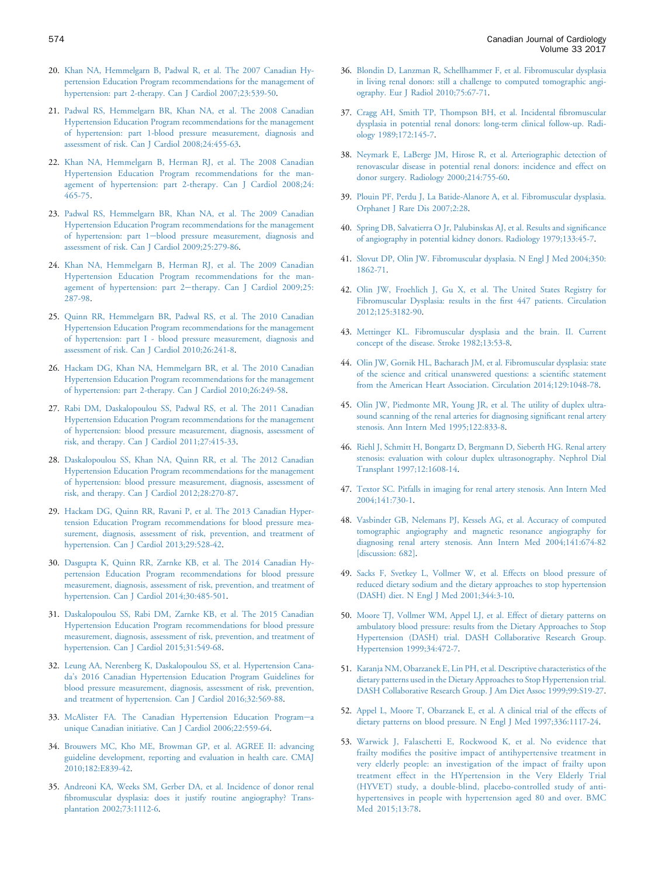20. Khan NA, Hemmelgarn B, Padwal R, et al. The 2007 Canadian Hypertension Education Program recommendations for the management of hypertension: part 2-therapy. Can J Cardiol 2007;23:539-50.

21. Padwal RS, Hemmelgarn BR, Khan NA, et al. The 2008 Canadian Hypertension Education Program recommendations for the management of hypertension: part 1-blood pressure measurement, diagnosis and assessment of risk. Can J Cardiol 2008;24:455-63.

22. Khan NA, Hemmelgarn B, Herman RJ, et al. The 2008 Canadian Hypertension Education Program recommendations for the management of hypertension: part 2-therapy. Can J Cardiol 2008;24:465-75.

23. Padwal RS, Hemmelgarn BR, Khan NA, et al. The 2009 Canadian Hypertension Education Program recommendations for the management of hypertension: part 1—blood pressure measurement, diagnosis and assessment of risk. Can J Cardiol 2009;25:279-86.

24. Khan NA, Hemmelgarn B, Herman RJ, et al. The 2009 Canadian Hypertension Education Program recommendations for the management of hypertension: part 2—therapy. Can J Cardiol 2009;25:287-98.

25. Quinn RR, Hemmelgarn BR, Padwal RS, et al. The 2010 Canadian Hypertension Education Program recommendations for the management of hypertension: part I - blood pressure measurement, diagnosis and assessment of risk. Can J Cardiol 2010;26:241-8.

26. Hackam DG, Khan NA, Hemmelgarn BR, et al. The 2010 Canadian Hypertension Education Program recommendations for the management of hypertension: part 2-therapy. Can J Cardiol 2010;26:249-58.

27. Rabi DM, Daskalopoulou SS, Padwal RS, et al. The 2011 Canadian Hypertension Education Program recommendations for the management of hypertension: blood pressure measurement, diagnosis, assessment of risk, and therapy. Can J Cardiol 2011;27:415-33.

28. Daskalopoulou SS, Khan NA, Quinn RR, et al. The 2012 Canadian Hypertension Education Program recommendations for the management of hypertension: blood pressure measurement, diagnosis, assessment of risk, and therapy. Can J Cardiol 2012;28:270-87.

29. Hackam DG, Quinn RR, Ravani P, et al. The 2013 Canadian Hypertension Education Program recommendations for blood pressure measurement, diagnosis, assessment of risk, prevention, and treatment of hypertension. Can J Cardiol 2013;29:528-42.

30. Dasgupta K, Quinn RR, Zarnke KB, et al. The 2014 Canadian Hypertension Education Program recommendations for blood pressure measurement, diagnosis, assessment of risk, prevention, and treatment of hypertension. Can J Cardiol 2014;30:485-501.

31. Daskalopoulou SS, Rabi DM, Zarnke KB, et al. The 2015 Canadian Hypertension Education Program recommendations for blood pressure measurement, diagnosis, assessment of risk, prevention, and treatment of hypertension. Can J Cardiol 2015;31:549-68.

32. Leung AA, Nerenberg K, Daskalopoulou SS, et al. Hypertension Canada's 2016 Canadian Hypertension Education Program Guidelines for blood pressure measurement, diagnosis, assessment of risk, prevention, and treatment of hypertension. Can J Cardiol 2016;32:569-88.

33. McAlister FA. The Canadian Hypertension Education Program—a unique Canadian initiative. Can J Cardiol 2006;22:559-64.

34. Brouwers MC, Kho ME, Browman GP, et al. AGREE II: advancing guideline development, reporting and evaluation in health care. CMAJ 2010;182:E839-42.

35. Andreoni KA, Weeks SM, Gerber DA, et al. Incidence of donor renal fibromuscular dysplasia: does it justify routine angiography? Transplantation 2002;73:1112-6.

36. Blondin D, Lanzman R, Schellhammer F, et al. Fibromuscular dysplasia in living renal donors: still a challenge to computed tomographic angiography. Eur J Radiol 2010;75:67-71.

37. Cragg AH, Smith TP, Thompson BH, et al. Incidental fibromuscular dysplasia in potential renal donors: long-term clinical follow-up. Radiology 1989;172:145-7.

38. Neymark E, LaBerge JM, Hirose R, et al. Arteriographic detection of renovascular disease in potential renal donors: incidence and effect on donor surgery. Radiology 2000;214:755-60.

39. Plouin PF, Perdu J, La Batide-Alanore A, et al. Fibromuscular dysplasia. Orphanet J Rare Dis 2007;2:28.

40. Spring DB, Salvatierra O Jr, Palubinskas AJ, et al. Results and significance of angiography in potential kidney donors. Radiology 1979;133:45-7.

41. Slovut DP, Olin JW. Fibromuscular dysplasia. N Engl J Med 2004;350:1862-71.

42. Olin JW, Froehlich J, Gu X, et al. The United States Registry for Fibromuscular Dysplasia: results in the first 447 patients. Circulation 2012;125:3182-90.

43. Mettinger KL. Fibromuscular dysplasia and the brain. II. Current concept of the disease. Stroke 1982;13:53-8.

44. Olin JW, Gornik HL, Bacharach JM, et al. Fibromuscular dysplasia: state of the science and critical unanswered questions: a scientific statement from the American Heart Association. Circulation 2014;129:1048-78.

45. Olin JW, Piedmonte MR, Young JR, et al. The utility of duplex ultrasound scanning of the renal arteries for diagnosing significant renal artery stenosis. Ann Intern Med 1995;122:833-8.

46. Riehl J, Schmitt H, Bongartz D, Bergmann D, Sieberth HG. Renal artery stenosis: evaluation with colour duplex ultrasonography. Nephrol Dial Transplant 1997;12:1608-14.

47. Textor SC. Pitfalls in imaging for renal artery stenosis. Ann Intern Med 2004;141:730-1.

48. Vasbinder GB, Nelemans PJ, Kessels AG, et al. Accuracy of computed tomographic angiography and magnetic resonance angiography for diagnosing renal artery stenosis. Ann Intern Med 2004;141:674-82 [discussion: 682].

49. Sacks F, Svetkey L, Vollmer W, et al. Effects on blood pressure of reduced dietary sodium and the dietary approaches to stop hypertension (DASH) diet. N Engl J Med 2001;344:3-10.

50. Moore TJ, Vollmer WM, Appel LJ, et al. Effect of dietary patterns on ambulatory blood pressure: results from the Dietary Approaches to Stop Hypertension (DASH) trial. DASH Collaborative Research Group. Hypertension 1999;34:472-7.

51. Karanja NM, Obarzanek E, Lin PH, et al. Descriptive characteristics of the dietary patterns used in the Dietary Approaches to Stop Hypertension trial. DASH Collaborative Research Group. J Am Diet Assoc 1999;99:S19-27.

52. Appel L, Moore T, Obarzanek E, et al. A clinical trial of the effects of dietary patterns on blood pressure. N Engl J Med 1997;336:1117-24.

53. Warwick J, Falaschetti E, Rockwood K, et al. No evidence that frailty modifies the positive impact of antihypertensive treatment in very elderly people: an investigation of the impact of frailty upon treatment effect in the HYpertension in the Very Elderly Trial (HYVET) study, a double-blind, placebo-controlled study of antihypertensives in people with hypertension aged 80 and over. BMC Med 2015;13:78.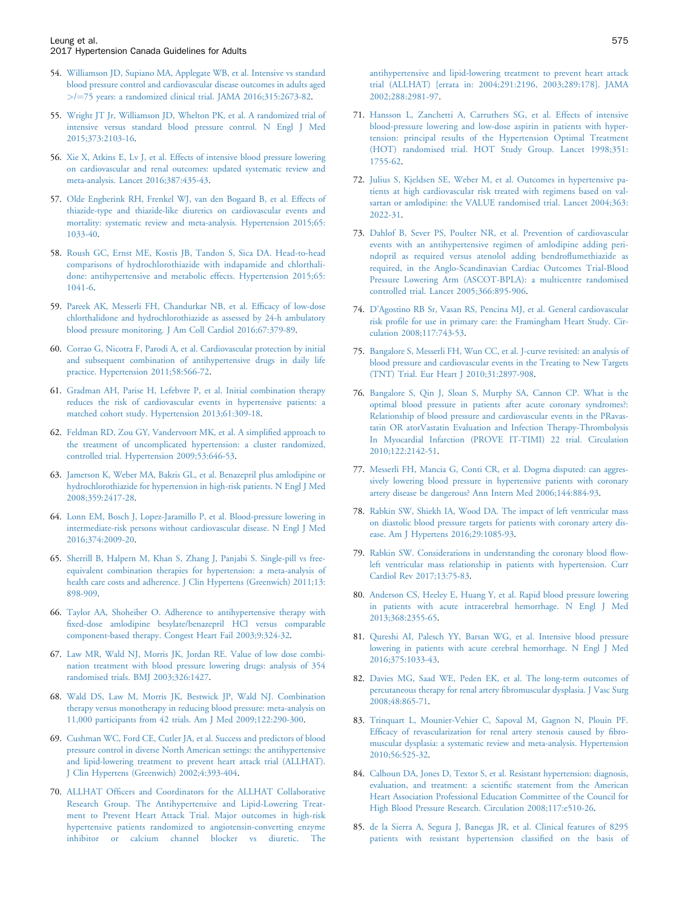54. Williamson JD, Supiano MA, Applegate WB, et al. Intensive vs standard blood pressure control and cardiovascular disease outcomes in adults aged >/=75 years: a randomized clinical trial. JAMA 2016;315:2673-82.

55. Wright JT Jr, Williamson JD, Whelton PK, et al. A randomized trial of intensive versus standard blood pressure control. N Engl J Med 2015;373:2103-16.

56. Xie X, Atkins E, Lv J, et al. Effects of intensive blood pressure lowering on cardiovascular and renal outcomes: updated systematic review and meta-analysis. Lancet 2016;387:435-43.

57. Olde Engberink RH, Frenkel WJ, van den Bogaard B, et al. Effects of thiazide-type and thiazide-like diuretics on cardiovascular events and mortality: systematic review and meta-analysis. Hypertension 2015;65:1033-40.

58. Roush GC, Ernst ME, Kostis JB, Tandon S, Sica DA. Head-to-head comparisons of hydrochlorothiazide with indapamide and chlorthalidone: antihypertensive and metabolic effects. Hypertension 2015;65:1041-6.

59. Pareek AK, Messerli FH, Chandurkar NB, et al. Efficacy of low-dose chlorthalidone and hydrochlorothiazide as assessed by 24-h ambulatory blood pressure monitoring. J Am Coll Cardiol 2016;67:379-89.

60. Corrao G, Nicotra F, Parodi A, et al. Cardiovascular protection by initial and subsequent combination of antihypertensive drugs in daily life practice. Hypertension 2011;58:566-72.

61. Gradman AH, Parise H, Lefebvre P, et al. Initial combination therapy reduces the risk of cardiovascular events in hypertensive patients: a matched cohort study. Hypertension 2013;61:309-18.

62. Feldman RD, Zou GY, Vandervoort MK, et al. A simplified approach to the treatment of uncomplicated hypertension: a cluster randomized, controlled trial. Hypertension 2009;53:646-53.

63. Jamerson K, Weber MA, Bakris GL, et al. Benazepril plus amlodipine or hydrochlorothiazide for hypertension in high-risk patients. N Engl J Med 2008;359:2417-28.

64. Lonn EM, Bosch J, Lopez-Jaramillo P, et al. Blood-pressure lowering in intermediate-risk persons without cardiovascular disease. N Engl J Med 2016;374:2009-20.

65. Sherrill B, Halpern M, Khan S, Zhang J, Panjabi S. Single-pill vs free-equivalent combination therapies for hypertension: a meta-analysis of health care costs and adherence. J Clin Hypertens (Greenwich) 2011;13:898-909.

66. Taylor AA, Shoheiber O. Adherence to antihypertensive therapy with fixed-dose amlodipine besylate/benazepril HCl versus comparable component-based therapy. Congest Heart Fail 2003;9:324-32.

67. Law MR, Wald NJ, Morris JK, Jordan RE. Value of low dose combination treatment with blood pressure lowering drugs: analysis of 354 randomised trials. BMJ 2003;326:1427.

68. Wald DS, Law M, Morris JK, Bestwick JP, Wald NJ. Combination therapy versus monotherapy in reducing blood pressure: meta-analysis on 11,000 participants from 42 trials. Am J Med 2009;122:290-300.

69. Cushman WC, Ford CE, Cutler JA, et al. Success and predictors of blood pressure control in diverse North American settings: the antihypertensive and lipid-lowering treatment to prevent heart attack trial (ALLHAT). J Clin Hypertens (Greenwich) 2002;4:393-404.

70. ALLHAT Officers and Coordinators for the ALLHAT Collaborative Research Group. The Antihypertensive and Lipid-Lowering Treatment to Prevent Heart Attack Trial. Major outcomes in high-risk hypertensive patients randomized to angiotensin-converting enzyme inhibitor or calcium channel blocker vs diuretic. The antihypertensive and lipid-lowering treatment to prevent heart attack trial (ALLHAT) [errata in: 2004;291:2196, 2003;289:178]. JAMA 2002;288:2981-97.

71. Hansson L, Zanchetti A, Carruthers SG, et al. Effects of intensive blood-pressure lowering and low-dose aspirin in patients with hypertension: principal results of the Hypertension Optimal Treatment (HOT) randomised trial. HOT Study Group. Lancet 1998;351:1755-62.

72. Julius S, Kjeldsen SE, Weber M, et al. Outcomes in hypertensive patients at high cardiovascular risk treated with regimens based on valsartan or amlodipine: the VALUE randomised trial. Lancet 2004;363:2022-31.

73. Dahlof B, Sever PS, Poulter NR, et al. Prevention of cardiovascular events with an antihypertensive regimen of amlodipine adding perindopril as required versus atenolol adding bendroflumethiazide as required, in the Anglo-Scandinavian Cardiac Outcomes Trial-Blood Pressure Lowering Arm (ASCOT-BPLA): a multicentre randomised controlled trial. Lancet 2005;366:895-906.

74. D'Agostino RB Sr, Vasan RS, Pencina MJ, et al. General cardiovascular risk profile for use in primary care: the Framingham Heart Study. Circulation 2008;117:743-53.

75. Bangalore S, Messerli FH, Wun CC, et al. J-curve revisited: an analysis of blood pressure and cardiovascular events in the Treating to New Targets (TNT) Trial. Eur Heart J 2010;31:2897-908.

76. Bangalore S, Qin J, Sloan S, Murphy SA, Cannon CP. What is the optimal blood pressure in patients after acute coronary syndromes?: Relationship of blood pressure and cardiovascular events in the PRavastatin OR atorVastatin Evaluation and Infection Therapy-Thrombolysis In Myocardial Infarction (PROVE IT-TIMI) 22 trial. Circulation 2010;122:2142-51.

77. Messerli FH, Mancia G, Conti CR, et al. Dogma disputed: can aggressively lowering blood pressure in hypertensive patients with coronary artery disease be dangerous? Ann Intern Med 2006;144:884-93.

78. Rabkin SW, Shiekh IA, Wood DA. The impact of left ventricular mass on diastolic blood pressure targets for patients with coronary artery disease. Am J Hypertens 2016;29:1085-93.

79. Rabkin SW. Considerations in understanding the coronary blood flow-left ventricular mass relationship in patients with hypertension. Curr Cardiol Rev 2017;13:75-83.

80. Anderson CS, Heeley E, Huang Y, et al. Rapid blood pressure lowering in patients with acute intracerebral hemorrhage. N Engl J Med 2013;368:2355-65.

81. Qureshi AI, Palesch YY, Barsan WG, et al. Intensive blood pressure lowering in patients with acute cerebral hemorrhage. N Engl J Med 2016;375:1033-43.

82. Davies MG, Saad WE, Peden EK, et al. The long-term outcomes of percutaneous therapy for renal artery fibromuscular dysplasia. J Vasc Surg 2008;48:865-71.

83. Trinquart L, Mounier-Vehier C, Sapoval M, Gagnon N, Plouin PF. Efficacy of revascularization for renal artery stenosis caused by fibromuscular dysplasia: a systematic review and meta-analysis. Hypertension 2010;56:525-32.

84. Calhoun DA, Jones D, Textor S, et al. Resistant hypertension: diagnosis, evaluation, and treatment: a scientific statement from the American Heart Association Professional Education Committee of the Council for High Blood Pressure Research. Circulation 2008;117:e510-26.

85. de la Sierra A, Segura J, Banegas JR, et al. Clinical features of 8295 patients with resistant hypertension classified on the basis of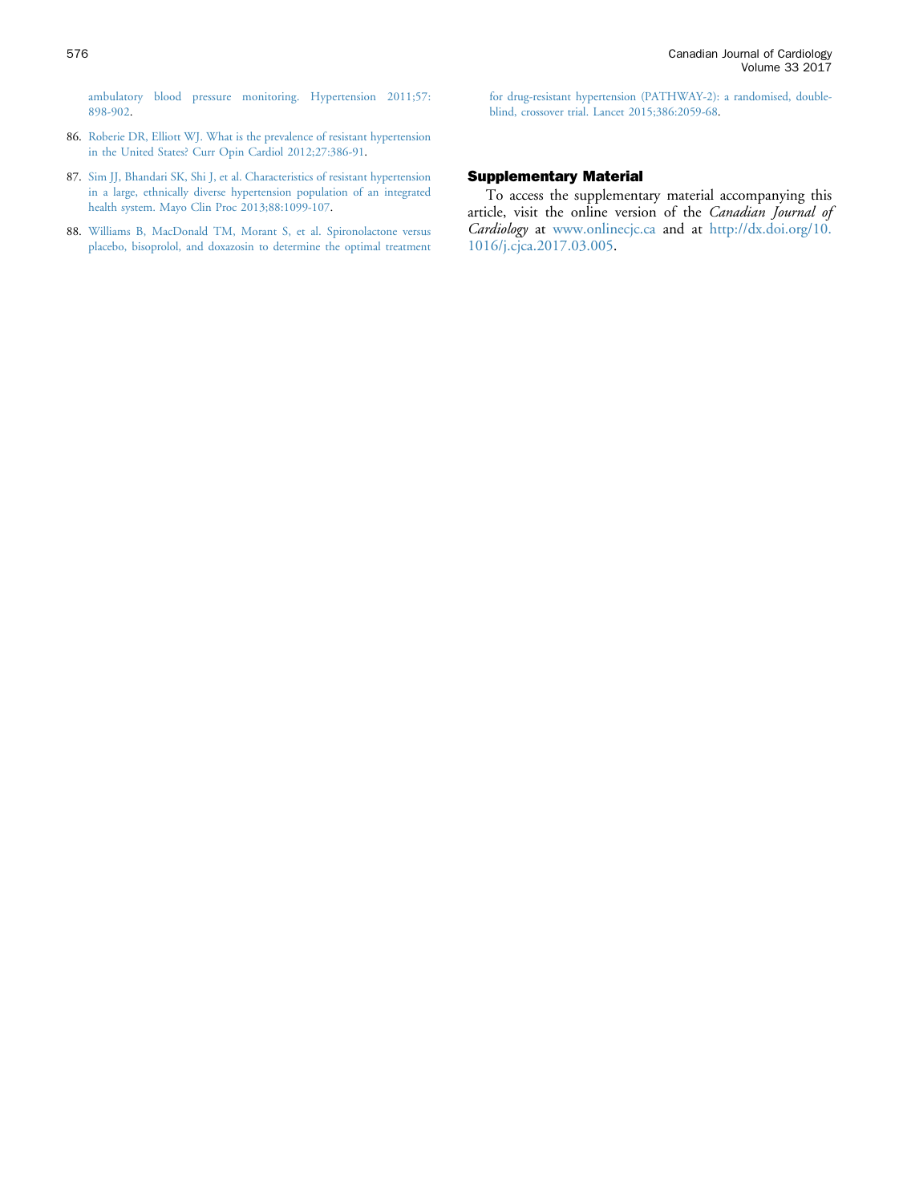ambulatory blood pressure monitoring. Hypertension 2011;57: 898-902.

86. Roberie DR, Elliott WJ. What is the prevalence of resistant hypertension in the United States? Curr Opin Cardiol 2012;27:386-91.

87. Sim JJ, Bhandari SK, Shi J, et al. Characteristics of resistant hypertension in a large, ethnically diverse hypertension population of an integrated health system. Mayo Clin Proc 2013;88:1099-107.

88. Williams B, MacDonald TM, Morant S, et al. Spironolactone versus placebo, bisoprolol, and doxazosin to determine the optimal treatment for drug-resistant hypertension (PATHWAY-2): a randomised, double-blind, crossover trial. Lancet 2015;386:2059-68.

## Supplementary Material

To access the supplementary material accompanying this article, visit the online version of the *Canadian Journal of Cardiology* at www.onlinecjc.ca and at http://dx.doi.org/10.1016/j.cjca.2017.03.005.